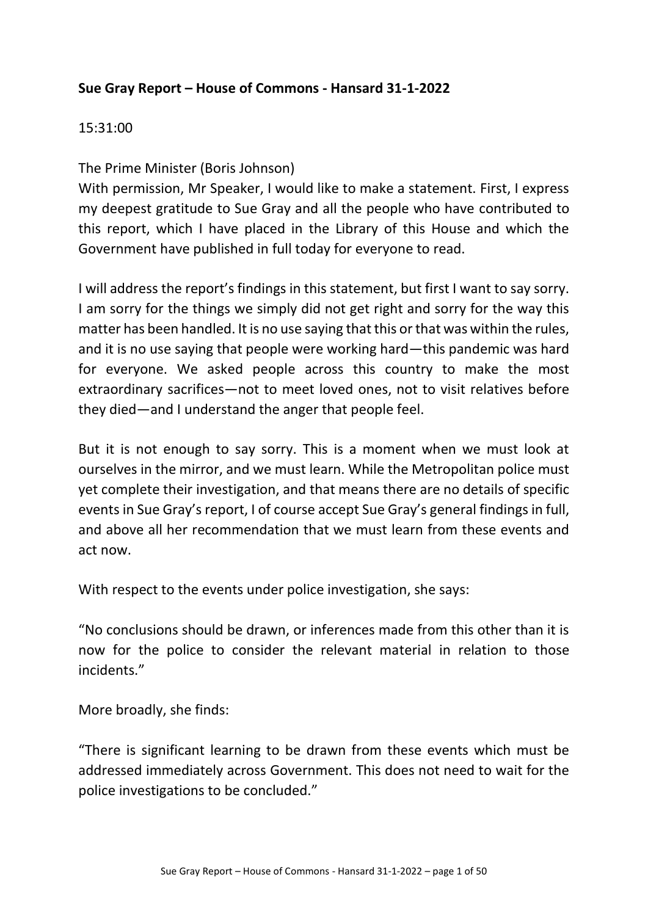**Sue Gray Report – House of Commons - Hansard 31-1-2022**

15:31:00

The Prime Minister (Boris Johnson)

With permission, Mr Speaker, I would like to make a statement. First, I express my deepest gratitude to Sue Gray and all the people who have contributed to this report, which I have placed in the Library of this House and which the Government have published in full today for everyone to read.

I will address the report's findings in this statement, but first I want to say sorry. I am sorry for the things we simply did not get right and sorry for the way this matter has been handled. It is no use saying that this or that was within the rules, and it is no use saying that people were working hard—this pandemic was hard for everyone. We asked people across this country to make the most extraordinary sacrifices—not to meet loved ones, not to visit relatives before they died—and I understand the anger that people feel.

But it is not enough to say sorry. This is a moment when we must look at ourselves in the mirror, and we must learn. While the Metropolitan police must yet complete their investigation, and that means there are no details of specific events in Sue Gray's report, I of course accept Sue Gray's general findings in full, and above all her recommendation that we must learn from these events and act now.

With respect to the events under police investigation, she says:

"No conclusions should be drawn, or inferences made from this other than it is now for the police to consider the relevant material in relation to those incidents."

More broadly, she finds:

"There is significant learning to be drawn from these events which must be addressed immediately across Government. This does not need to wait for the police investigations to be concluded."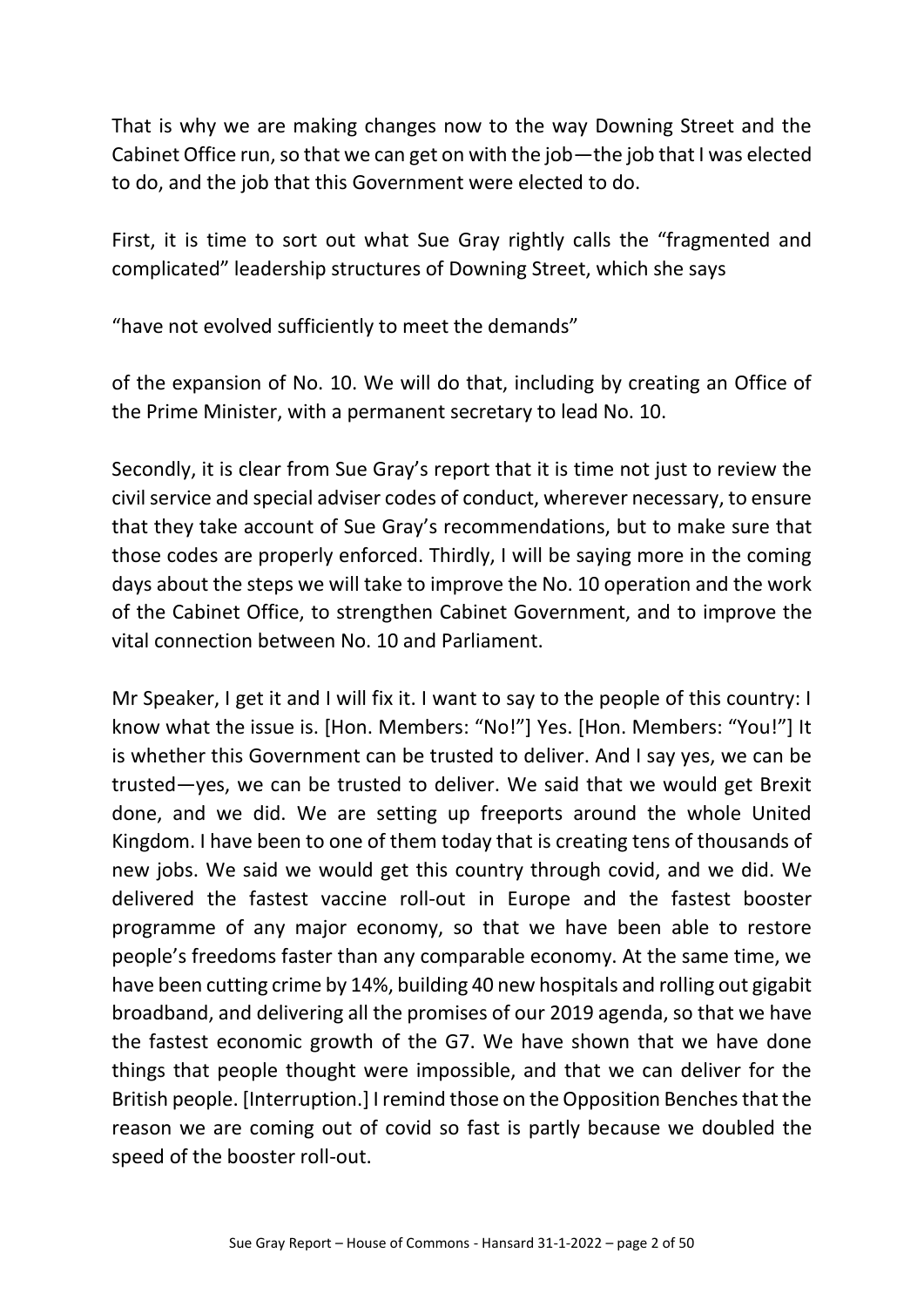That is why we are making changes now to the way Downing Street and the Cabinet Office run, so that we can get on with the job—the job that I was elected to do, and the job that this Government were elected to do.

First, it is time to sort out what Sue Gray rightly calls the "fragmented and complicated" leadership structures of Downing Street, which she says

"have not evolved sufficiently to meet the demands"

of the expansion of No. 10. We will do that, including by creating an Office of the Prime Minister, with a permanent secretary to lead No. 10.

Secondly, it is clear from Sue Gray's report that it is time not just to review the civil service and special adviser codes of conduct, wherever necessary, to ensure that they take account of Sue Gray's recommendations, but to make sure that those codes are properly enforced. Thirdly, I will be saying more in the coming days about the steps we will take to improve the No. 10 operation and the work of the Cabinet Office, to strengthen Cabinet Government, and to improve the vital connection between No. 10 and Parliament.

Mr Speaker, I get it and I will fix it. I want to say to the people of this country: I know what the issue is. [Hon. Members: "No!"] Yes. [Hon. Members: "You!"] It is whether this Government can be trusted to deliver. And I say yes, we can be trusted—yes, we can be trusted to deliver. We said that we would get Brexit done, and we did. We are setting up freeports around the whole United Kingdom. I have been to one of them today that is creating tens of thousands of new jobs. We said we would get this country through covid, and we did. We delivered the fastest vaccine roll-out in Europe and the fastest booster programme of any major economy, so that we have been able to restore people's freedoms faster than any comparable economy. At the same time, we have been cutting crime by 14%, building 40 new hospitals and rolling out gigabit broadband, and delivering all the promises of our 2019 agenda, so that we have the fastest economic growth of the G7. We have shown that we have done things that people thought were impossible, and that we can deliver for the British people. [Interruption.] I remind those on the Opposition Benches that the reason we are coming out of covid so fast is partly because we doubled the speed of the booster roll-out.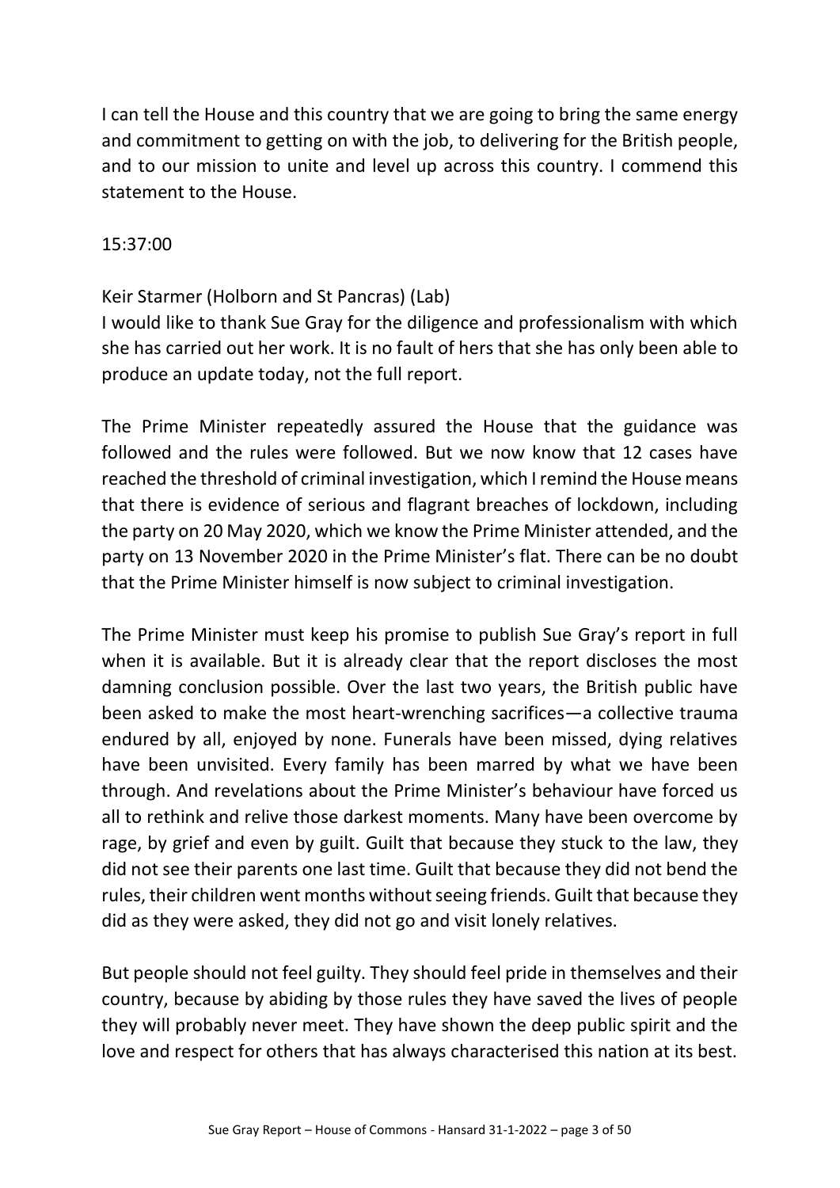I can tell the House and this country that we are going to bring the same energy and commitment to getting on with the job, to delivering for the British people, and to our mission to unite and level up across this country. I commend this statement to the House.

15:37:00

Keir Starmer (Holborn and St Pancras) (Lab)
I would like to thank Sue Gray for the diligence and professionalism with which she has carried out her work. It is no fault of hers that she has only been able to produce an update today, not the full report.

The Prime Minister repeatedly assured the House that the guidance was followed and the rules were followed. But we now know that 12 cases have reached the threshold of criminal investigation, which I remind the House means that there is evidence of serious and flagrant breaches of lockdown, including the party on 20 May 2020, which we know the Prime Minister attended, and the party on 13 November 2020 in the Prime Minister's flat. There can be no doubt that the Prime Minister himself is now subject to criminal investigation.

The Prime Minister must keep his promise to publish Sue Gray's report in full when it is available. But it is already clear that the report discloses the most damning conclusion possible. Over the last two years, the British public have been asked to make the most heart-wrenching sacrifices—a collective trauma endured by all, enjoyed by none. Funerals have been missed, dying relatives have been unvisited. Every family has been marred by what we have been through. And revelations about the Prime Minister's behaviour have forced us all to rethink and relive those darkest moments. Many have been overcome by rage, by grief and even by guilt. Guilt that because they stuck to the law, they did not see their parents one last time. Guilt that because they did not bend the rules, their children went months without seeing friends. Guilt that because they did as they were asked, they did not go and visit lonely relatives.

But people should not feel guilty. They should feel pride in themselves and their country, because by abiding by those rules they have saved the lives of people they will probably never meet. They have shown the deep public spirit and the love and respect for others that has always characterised this nation at its best.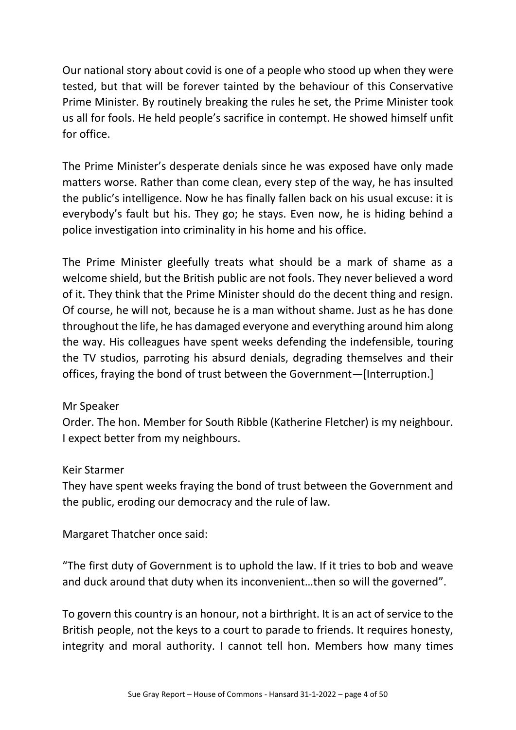Our national story about covid is one of a people who stood up when they were tested, but that will be forever tainted by the behaviour of this Conservative Prime Minister. By routinely breaking the rules he set, the Prime Minister took us all for fools. He held people's sacrifice in contempt. He showed himself unfit for office.

The Prime Minister's desperate denials since he was exposed have only made matters worse. Rather than come clean, every step of the way, he has insulted the public's intelligence. Now he has finally fallen back on his usual excuse: it is everybody's fault but his. They go; he stays. Even now, he is hiding behind a police investigation into criminality in his home and his office.

The Prime Minister gleefully treats what should be a mark of shame as a welcome shield, but the British public are not fools. They never believed a word of it. They think that the Prime Minister should do the decent thing and resign. Of course, he will not, because he is a man without shame. Just as he has done throughout the life, he has damaged everyone and everything around him along the way. His colleagues have spent weeks defending the indefensible, touring the TV studios, parroting his absurd denials, degrading themselves and their offices, fraying the bond of trust between the Government—[Interruption.]

Mr Speaker
Order. The hon. Member for South Ribble (Katherine Fletcher) is my neighbour. I expect better from my neighbours.

Keir Starmer
They have spent weeks fraying the bond of trust between the Government and the public, eroding our democracy and the rule of law.

Margaret Thatcher once said:

"The first duty of Government is to uphold the law. If it tries to bob and weave and duck around that duty when its inconvenient…then so will the governed".

To govern this country is an honour, not a birthright. It is an act of service to the British people, not the keys to a court to parade to friends. It requires honesty, integrity and moral authority. I cannot tell hon. Members how many times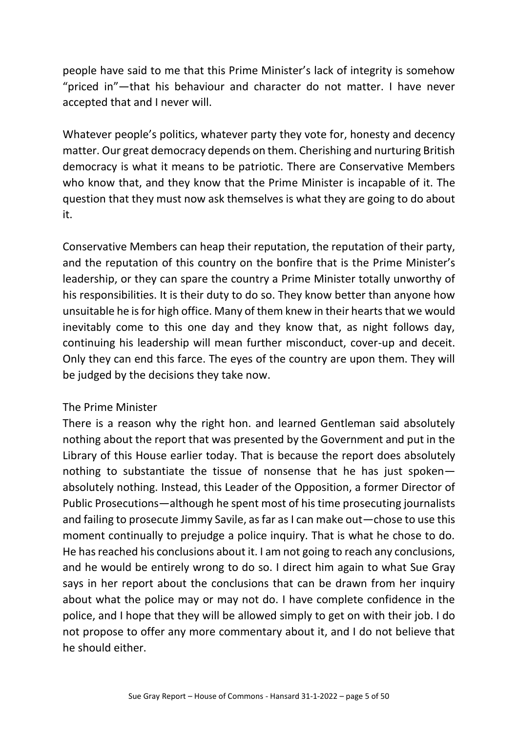people have said to me that this Prime Minister's lack of integrity is somehow "priced in"—that his behaviour and character do not matter. I have never accepted that and I never will.

Whatever people's politics, whatever party they vote for, honesty and decency matter. Our great democracy depends on them. Cherishing and nurturing British democracy is what it means to be patriotic. There are Conservative Members who know that, and they know that the Prime Minister is incapable of it. The question that they must now ask themselves is what they are going to do about it.

Conservative Members can heap their reputation, the reputation of their party, and the reputation of this country on the bonfire that is the Prime Minister's leadership, or they can spare the country a Prime Minister totally unworthy of his responsibilities. It is their duty to do so. They know better than anyone how unsuitable he is for high office. Many of them knew in their hearts that we would inevitably come to this one day and they know that, as night follows day, continuing his leadership will mean further misconduct, cover-up and deceit. Only they can end this farce. The eyes of the country are upon them. They will be judged by the decisions they take now.

The Prime Minister

There is a reason why the right hon. and learned Gentleman said absolutely nothing about the report that was presented by the Government and put in the Library of this House earlier today. That is because the report does absolutely nothing to substantiate the tissue of nonsense that he has just spoken—absolutely nothing. Instead, this Leader of the Opposition, a former Director of Public Prosecutions—although he spent most of his time prosecuting journalists and failing to prosecute Jimmy Savile, as far as I can make out—chose to use this moment continually to prejudge a police inquiry. That is what he chose to do. He has reached his conclusions about it. I am not going to reach any conclusions, and he would be entirely wrong to do so. I direct him again to what Sue Gray says in her report about the conclusions that can be drawn from her inquiry about what the police may or may not do. I have complete confidence in the police, and I hope that they will be allowed simply to get on with their job. I do not propose to offer any more commentary about it, and I do not believe that he should either.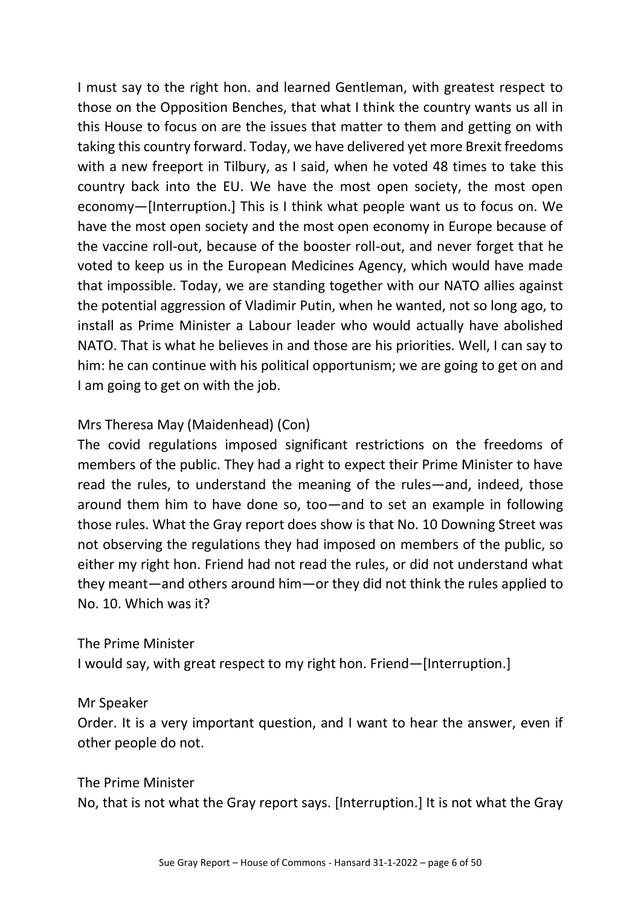I must say to the right hon. and learned Gentleman, with greatest respect to those on the Opposition Benches, that what I think the country wants us all in this House to focus on are the issues that matter to them and getting on with taking this country forward. Today, we have delivered yet more Brexit freedoms with a new freeport in Tilbury, as I said, when he voted 48 times to take this country back into the EU. We have the most open society, the most open economy—[Interruption.] This is I think what people want us to focus on. We have the most open society and the most open economy in Europe because of the vaccine roll-out, because of the booster roll-out, and never forget that he voted to keep us in the European Medicines Agency, which would have made that impossible. Today, we are standing together with our NATO allies against the potential aggression of Vladimir Putin, when he wanted, not so long ago, to install as Prime Minister a Labour leader who would actually have abolished NATO. That is what he believes in and those are his priorities. Well, I can say to him: he can continue with his political opportunism; we are going to get on and I am going to get on with the job.

Mrs Theresa May (Maidenhead) (Con)

The covid regulations imposed significant restrictions on the freedoms of members of the public. They had a right to expect their Prime Minister to have read the rules, to understand the meaning of the rules—and, indeed, those around them him to have done so, too—and to set an example in following those rules. What the Gray report does show is that No. 10 Downing Street was not observing the regulations they had imposed on members of the public, so either my right hon. Friend had not read the rules, or did not understand what they meant—and others around him—or they did not think the rules applied to No. 10. Which was it?

The Prime Minister

I would say, with great respect to my right hon. Friend—[Interruption.]

Mr Speaker

Order. It is a very important question, and I want to hear the answer, even if other people do not.

The Prime Minister

No, that is not what the Gray report says. [Interruption.] It is not what the Gray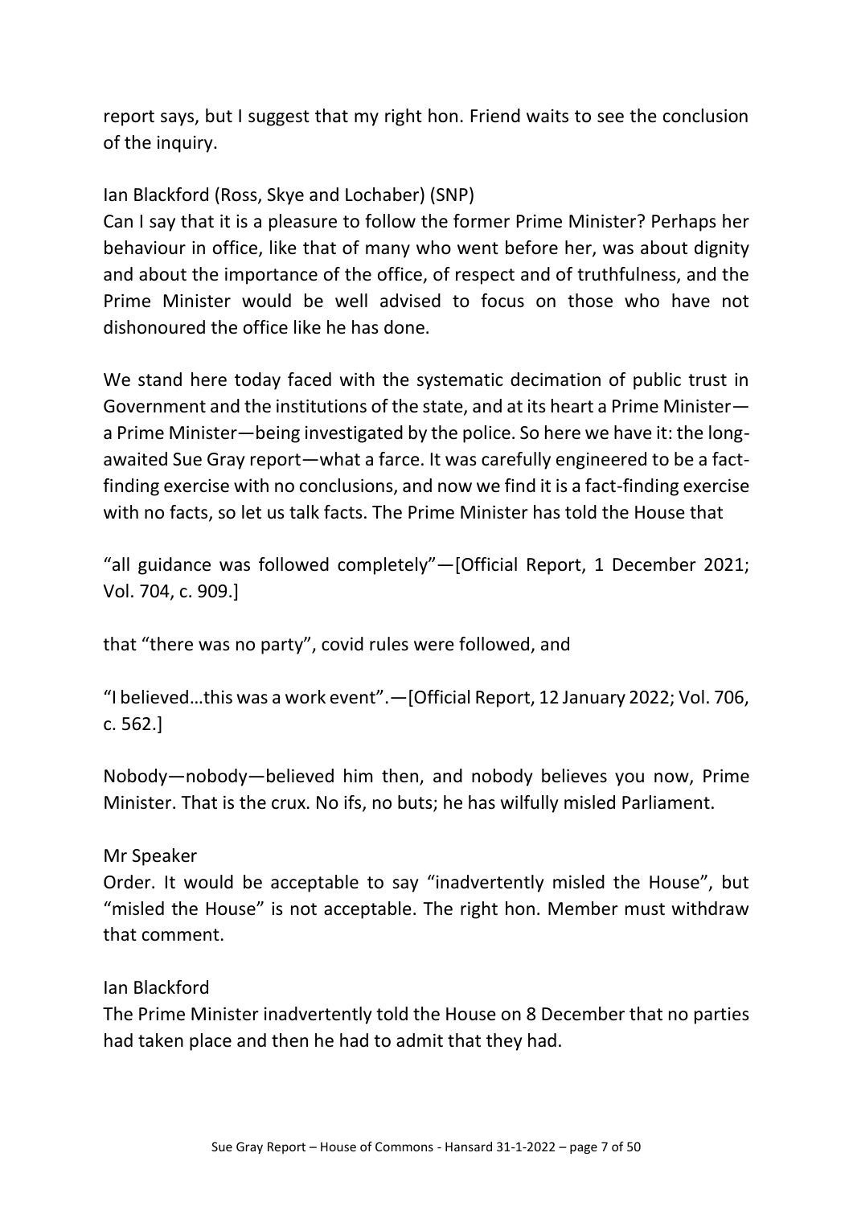report says, but I suggest that my right hon. Friend waits to see the conclusion of the inquiry.

Ian Blackford (Ross, Skye and Lochaber) (SNP)
Can I say that it is a pleasure to follow the former Prime Minister? Perhaps her behaviour in office, like that of many who went before her, was about dignity and about the importance of the office, of respect and of truthfulness, and the Prime Minister would be well advised to focus on those who have not dishonoured the office like he has done.

We stand here today faced with the systematic decimation of public trust in Government and the institutions of the state, and at its heart a Prime Minister—a Prime Minister—being investigated by the police. So here we have it: the long-awaited Sue Gray report—what a farce. It was carefully engineered to be a fact-finding exercise with no conclusions, and now we find it is a fact-finding exercise with no facts, so let us talk facts. The Prime Minister has told the House that

"all guidance was followed completely"—[Official Report, 1 December 2021; Vol. 704, c. 909.]

that "there was no party", covid rules were followed, and

"I believed…this was a work event".—[Official Report, 12 January 2022; Vol. 706, c. 562.]

Nobody—nobody—believed him then, and nobody believes you now, Prime Minister. That is the crux. No ifs, no buts; he has wilfully misled Parliament.

Mr Speaker
Order. It would be acceptable to say "inadvertently misled the House", but "misled the House" is not acceptable. The right hon. Member must withdraw that comment.

Ian Blackford
The Prime Minister inadvertently told the House on 8 December that no parties had taken place and then he had to admit that they had.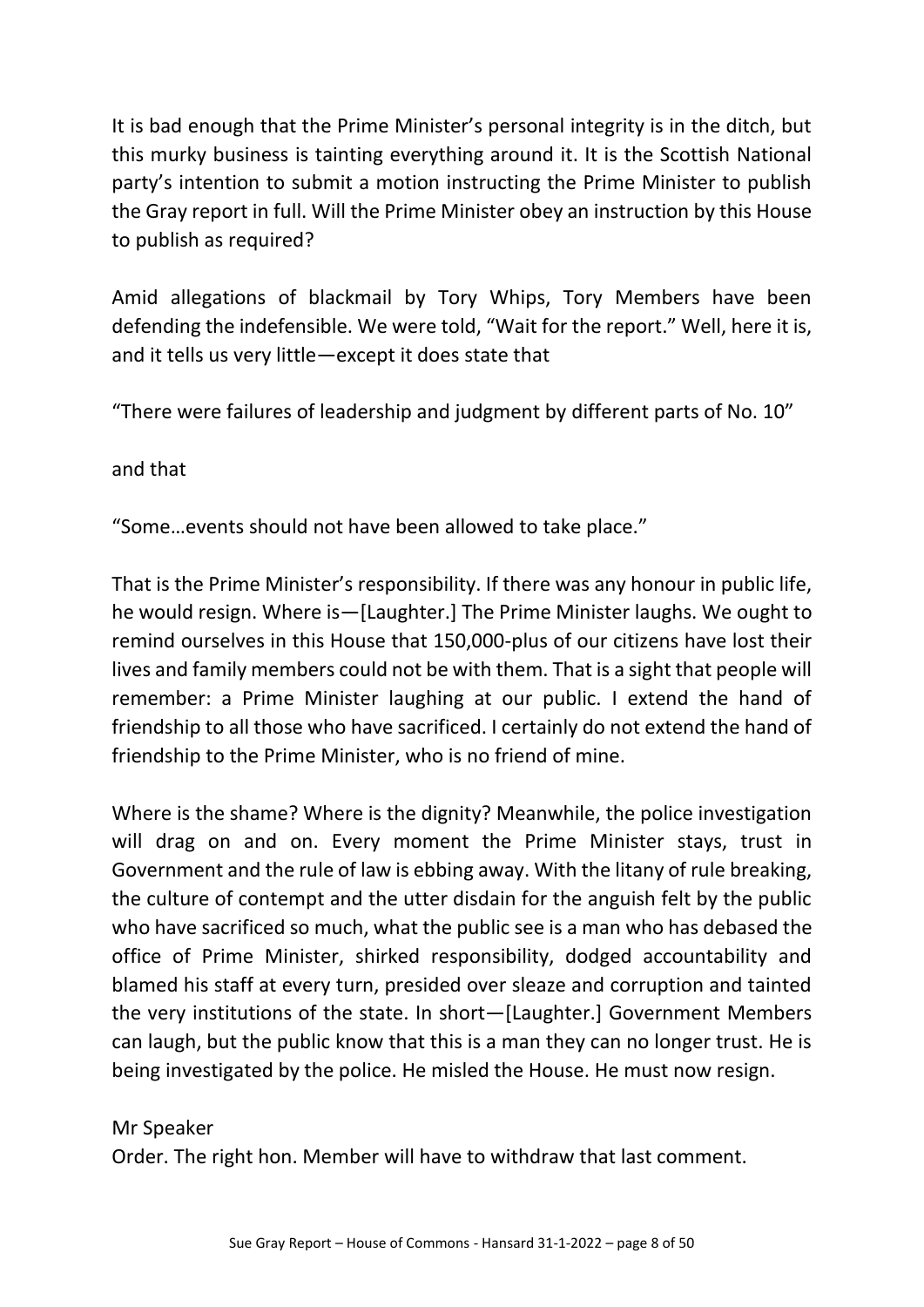It is bad enough that the Prime Minister's personal integrity is in the ditch, but this murky business is tainting everything around it. It is the Scottish National party's intention to submit a motion instructing the Prime Minister to publish the Gray report in full. Will the Prime Minister obey an instruction by this House to publish as required?

Amid allegations of blackmail by Tory Whips, Tory Members have been defending the indefensible. We were told, "Wait for the report." Well, here it is, and it tells us very little—except it does state that

"There were failures of leadership and judgment by different parts of No. 10"

and that

"Some…events should not have been allowed to take place."

That is the Prime Minister's responsibility. If there was any honour in public life, he would resign. Where is—[Laughter.] The Prime Minister laughs. We ought to remind ourselves in this House that 150,000-plus of our citizens have lost their lives and family members could not be with them. That is a sight that people will remember: a Prime Minister laughing at our public. I extend the hand of friendship to all those who have sacrificed. I certainly do not extend the hand of friendship to the Prime Minister, who is no friend of mine.

Where is the shame? Where is the dignity? Meanwhile, the police investigation will drag on and on. Every moment the Prime Minister stays, trust in Government and the rule of law is ebbing away. With the litany of rule breaking, the culture of contempt and the utter disdain for the anguish felt by the public who have sacrificed so much, what the public see is a man who has debased the office of Prime Minister, shirked responsibility, dodged accountability and blamed his staff at every turn, presided over sleaze and corruption and tainted the very institutions of the state. In short—[Laughter.] Government Members can laugh, but the public know that this is a man they can no longer trust. He is being investigated by the police. He misled the House. He must now resign.

Mr Speaker

Order. The right hon. Member will have to withdraw that last comment.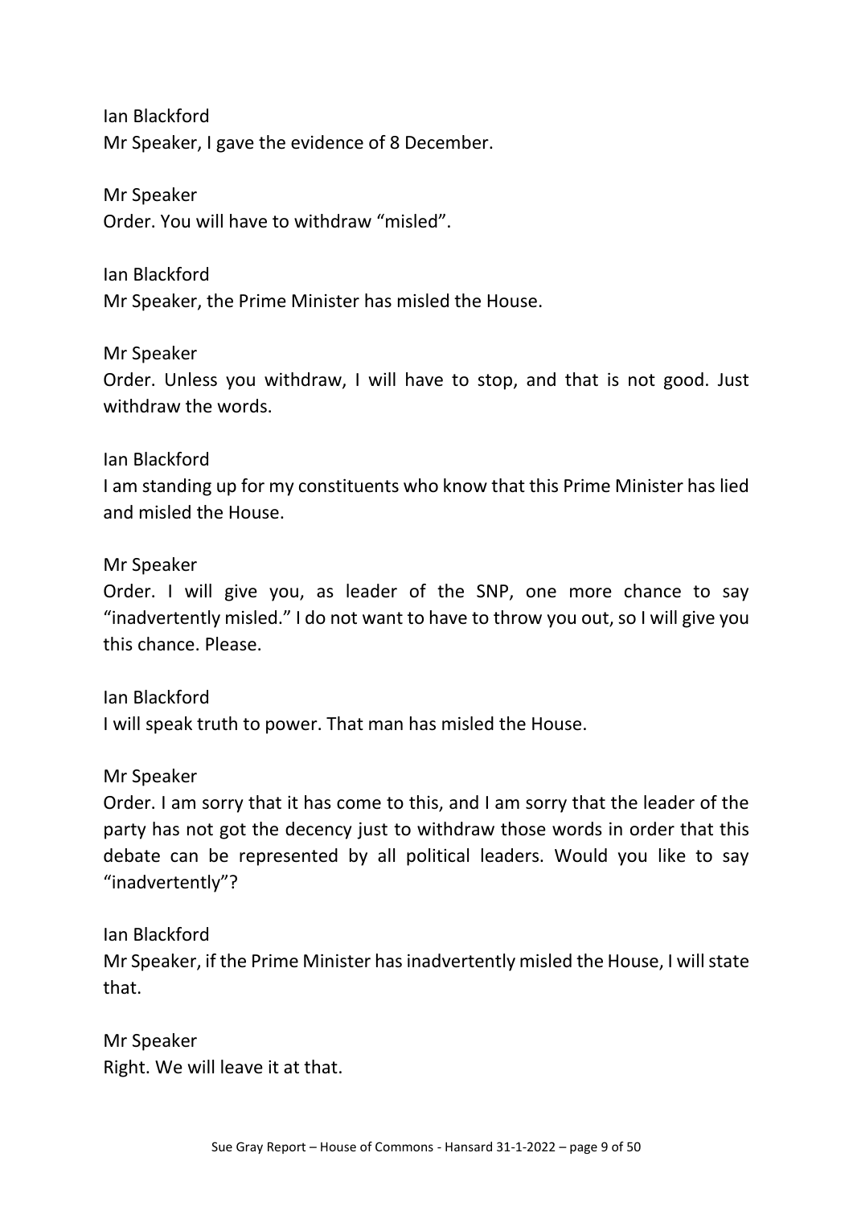Ian Blackford
Mr Speaker, I gave the evidence of 8 December.

Mr Speaker
Order. You will have to withdraw "misled".

Ian Blackford
Mr Speaker, the Prime Minister has misled the House.

Mr Speaker
Order. Unless you withdraw, I will have to stop, and that is not good. Just withdraw the words.

Ian Blackford
I am standing up for my constituents who know that this Prime Minister has lied and misled the House.

Mr Speaker
Order. I will give you, as leader of the SNP, one more chance to say "inadvertently misled." I do not want to have to throw you out, so I will give you this chance. Please.

Ian Blackford
I will speak truth to power. That man has misled the House.

Mr Speaker
Order. I am sorry that it has come to this, and I am sorry that the leader of the party has not got the decency just to withdraw those words in order that this debate can be represented by all political leaders. Would you like to say "inadvertently"?

Ian Blackford
Mr Speaker, if the Prime Minister has inadvertently misled the House, I will state that.

Mr Speaker
Right. We will leave it at that.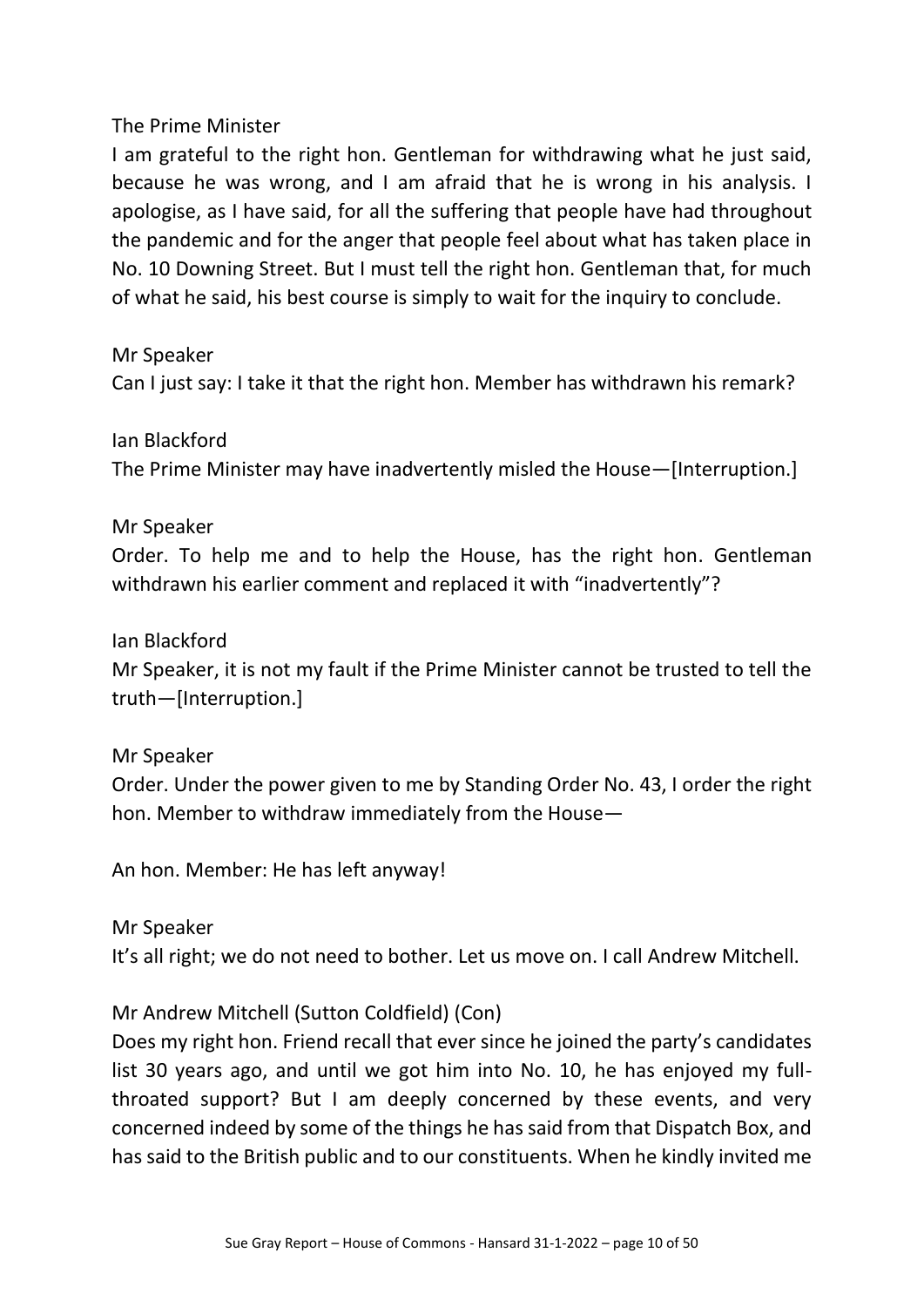The Prime Minister

I am grateful to the right hon. Gentleman for withdrawing what he just said, because he was wrong, and I am afraid that he is wrong in his analysis. I apologise, as I have said, for all the suffering that people have had throughout the pandemic and for the anger that people feel about what has taken place in No. 10 Downing Street. But I must tell the right hon. Gentleman that, for much of what he said, his best course is simply to wait for the inquiry to conclude.

Mr Speaker

Can I just say: I take it that the right hon. Member has withdrawn his remark?

Ian Blackford

The Prime Minister may have inadvertently misled the House—[Interruption.]

Mr Speaker

Order. To help me and to help the House, has the right hon. Gentleman withdrawn his earlier comment and replaced it with "inadvertently"?

Ian Blackford

Mr Speaker, it is not my fault if the Prime Minister cannot be trusted to tell the truth—[Interruption.]

Mr Speaker

Order. Under the power given to me by Standing Order No. 43, I order the right hon. Member to withdraw immediately from the House—

An hon. Member: He has left anyway!

Mr Speaker

It's all right; we do not need to bother. Let us move on. I call Andrew Mitchell.

Mr Andrew Mitchell (Sutton Coldfield) (Con)

Does my right hon. Friend recall that ever since he joined the party's candidates list 30 years ago, and until we got him into No. 10, he has enjoyed my full-throated support? But I am deeply concerned by these events, and very concerned indeed by some of the things he has said from that Dispatch Box, and has said to the British public and to our constituents. When he kindly invited me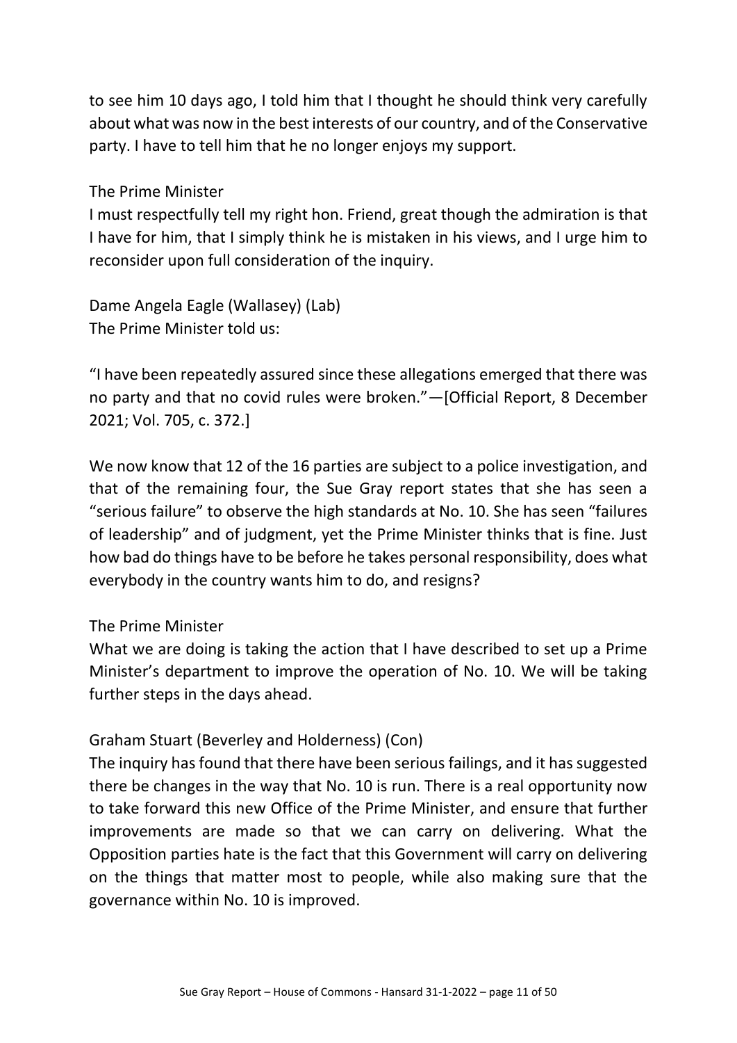to see him 10 days ago, I told him that I thought he should think very carefully about what was now in the best interests of our country, and of the Conservative party. I have to tell him that he no longer enjoys my support.

The Prime Minister
I must respectfully tell my right hon. Friend, great though the admiration is that I have for him, that I simply think he is mistaken in his views, and I urge him to reconsider upon full consideration of the inquiry.

Dame Angela Eagle (Wallasey) (Lab)
The Prime Minister told us:

"I have been repeatedly assured since these allegations emerged that there was no party and that no covid rules were broken."—[Official Report, 8 December 2021; Vol. 705, c. 372.]

We now know that 12 of the 16 parties are subject to a police investigation, and that of the remaining four, the Sue Gray report states that she has seen a "serious failure" to observe the high standards at No. 10. She has seen "failures of leadership" and of judgment, yet the Prime Minister thinks that is fine. Just how bad do things have to be before he takes personal responsibility, does what everybody in the country wants him to do, and resigns?

The Prime Minister
What we are doing is taking the action that I have described to set up a Prime Minister's department to improve the operation of No. 10. We will be taking further steps in the days ahead.

Graham Stuart (Beverley and Holderness) (Con)
The inquiry has found that there have been serious failings, and it has suggested there be changes in the way that No. 10 is run. There is a real opportunity now to take forward this new Office of the Prime Minister, and ensure that further improvements are made so that we can carry on delivering. What the Opposition parties hate is the fact that this Government will carry on delivering on the things that matter most to people, while also making sure that the governance within No. 10 is improved.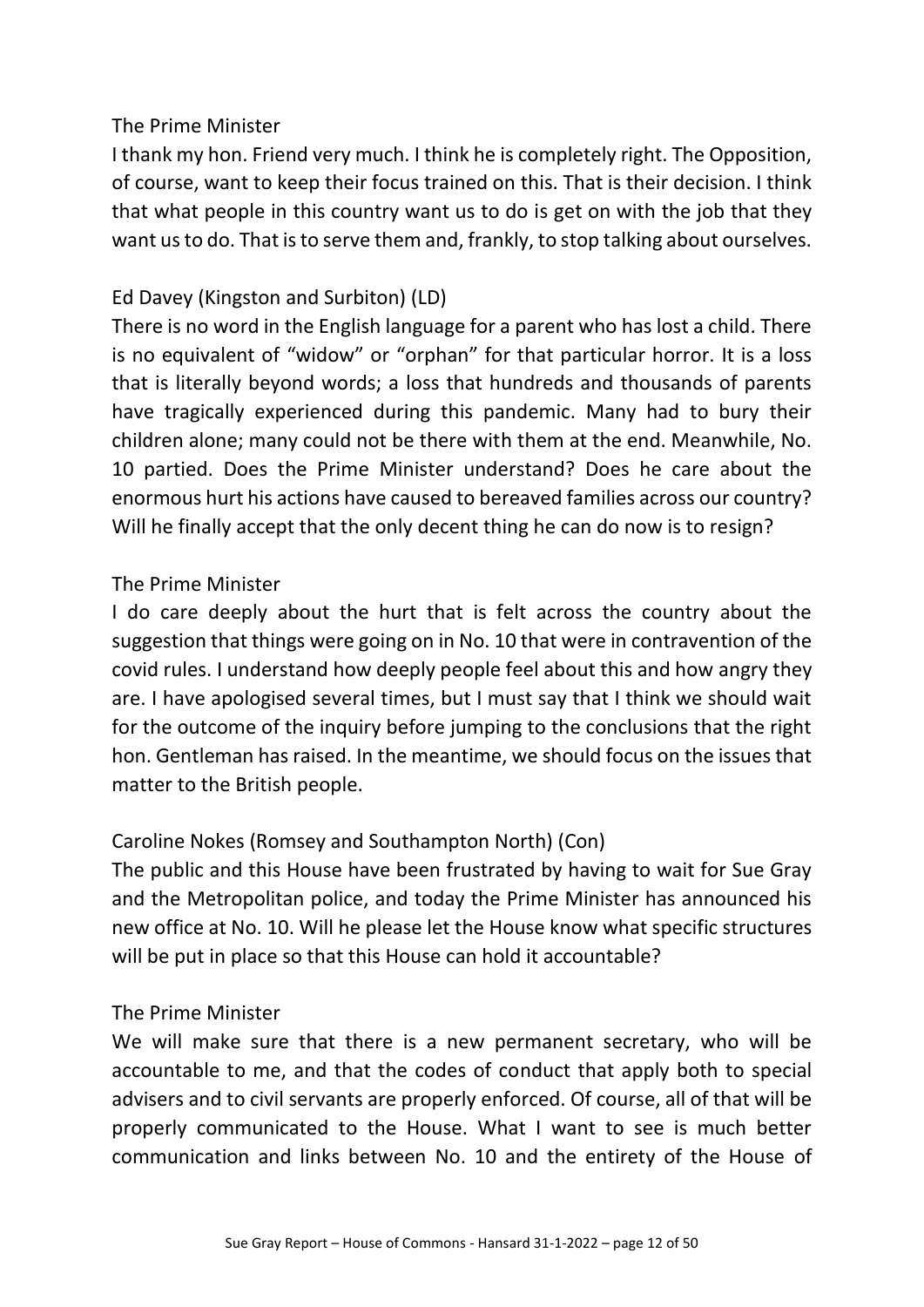The Prime Minister

I thank my hon. Friend very much. I think he is completely right. The Opposition, of course, want to keep their focus trained on this. That is their decision. I think that what people in this country want us to do is get on with the job that they want us to do. That is to serve them and, frankly, to stop talking about ourselves.

Ed Davey (Kingston and Surbiton) (LD)

There is no word in the English language for a parent who has lost a child. There is no equivalent of "widow" or "orphan" for that particular horror. It is a loss that is literally beyond words; a loss that hundreds and thousands of parents have tragically experienced during this pandemic. Many had to bury their children alone; many could not be there with them at the end. Meanwhile, No. 10 partied. Does the Prime Minister understand? Does he care about the enormous hurt his actions have caused to bereaved families across our country? Will he finally accept that the only decent thing he can do now is to resign?

The Prime Minister

I do care deeply about the hurt that is felt across the country about the suggestion that things were going on in No. 10 that were in contravention of the covid rules. I understand how deeply people feel about this and how angry they are. I have apologised several times, but I must say that I think we should wait for the outcome of the inquiry before jumping to the conclusions that the right hon. Gentleman has raised. In the meantime, we should focus on the issues that matter to the British people.

Caroline Nokes (Romsey and Southampton North) (Con)

The public and this House have been frustrated by having to wait for Sue Gray and the Metropolitan police, and today the Prime Minister has announced his new office at No. 10. Will he please let the House know what specific structures will be put in place so that this House can hold it accountable?

The Prime Minister

We will make sure that there is a new permanent secretary, who will be accountable to me, and that the codes of conduct that apply both to special advisers and to civil servants are properly enforced. Of course, all of that will be properly communicated to the House. What I want to see is much better communication and links between No. 10 and the entirety of the House of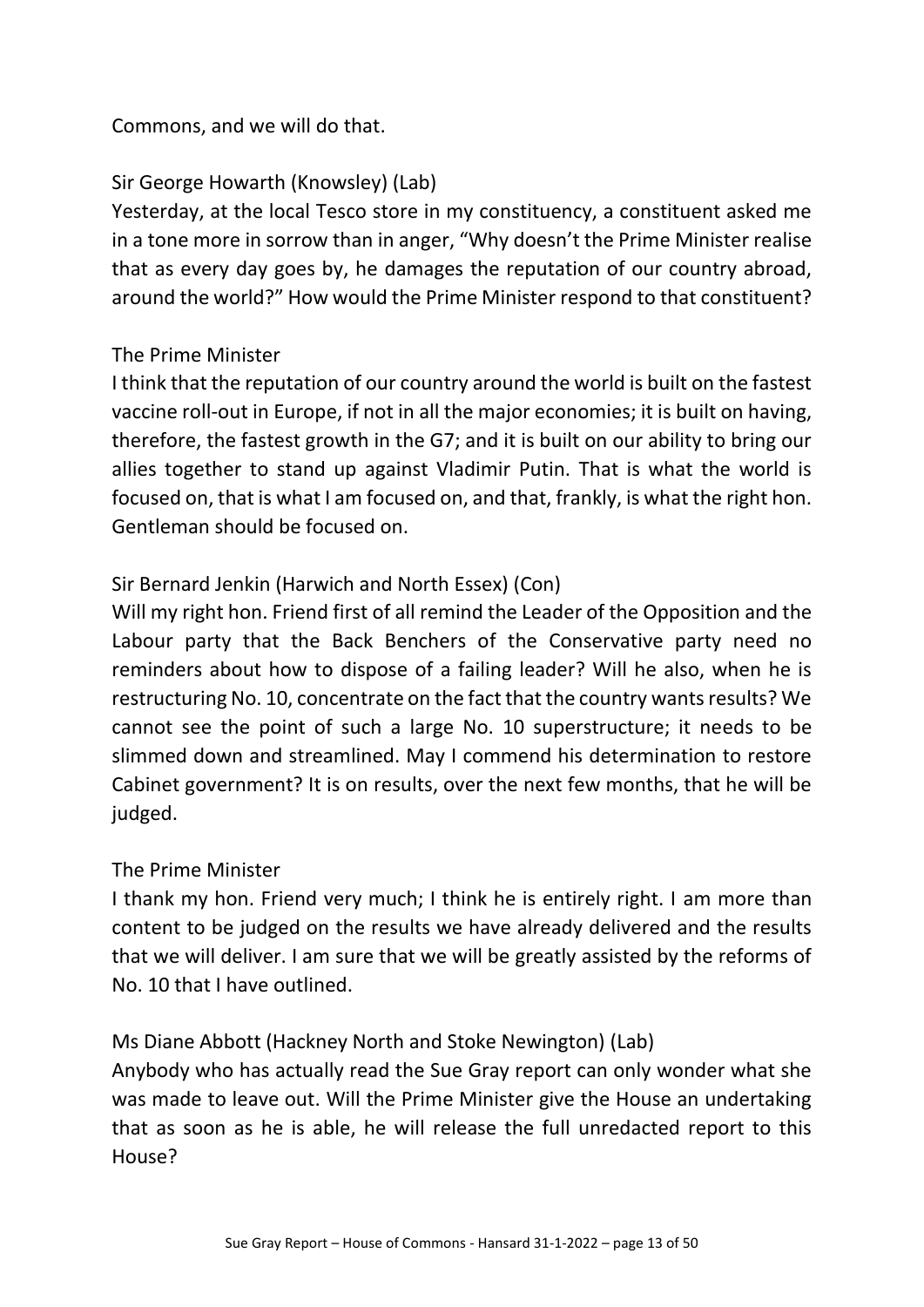Commons, and we will do that.

Sir George Howarth (Knowsley) (Lab)
Yesterday, at the local Tesco store in my constituency, a constituent asked me in a tone more in sorrow than in anger, "Why doesn't the Prime Minister realise that as every day goes by, he damages the reputation of our country abroad, around the world?" How would the Prime Minister respond to that constituent?

The Prime Minister
I think that the reputation of our country around the world is built on the fastest vaccine roll-out in Europe, if not in all the major economies; it is built on having, therefore, the fastest growth in the G7; and it is built on our ability to bring our allies together to stand up against Vladimir Putin. That is what the world is focused on, that is what I am focused on, and that, frankly, is what the right hon. Gentleman should be focused on.

Sir Bernard Jenkin (Harwich and North Essex) (Con)
Will my right hon. Friend first of all remind the Leader of the Opposition and the Labour party that the Back Benchers of the Conservative party need no reminders about how to dispose of a failing leader? Will he also, when he is restructuring No. 10, concentrate on the fact that the country wants results? We cannot see the point of such a large No. 10 superstructure; it needs to be slimmed down and streamlined. May I commend his determination to restore Cabinet government? It is on results, over the next few months, that he will be judged.

The Prime Minister
I thank my hon. Friend very much; I think he is entirely right. I am more than content to be judged on the results we have already delivered and the results that we will deliver. I am sure that we will be greatly assisted by the reforms of No. 10 that I have outlined.

Ms Diane Abbott (Hackney North and Stoke Newington) (Lab)
Anybody who has actually read the Sue Gray report can only wonder what she was made to leave out. Will the Prime Minister give the House an undertaking that as soon as he is able, he will release the full unredacted report to this House?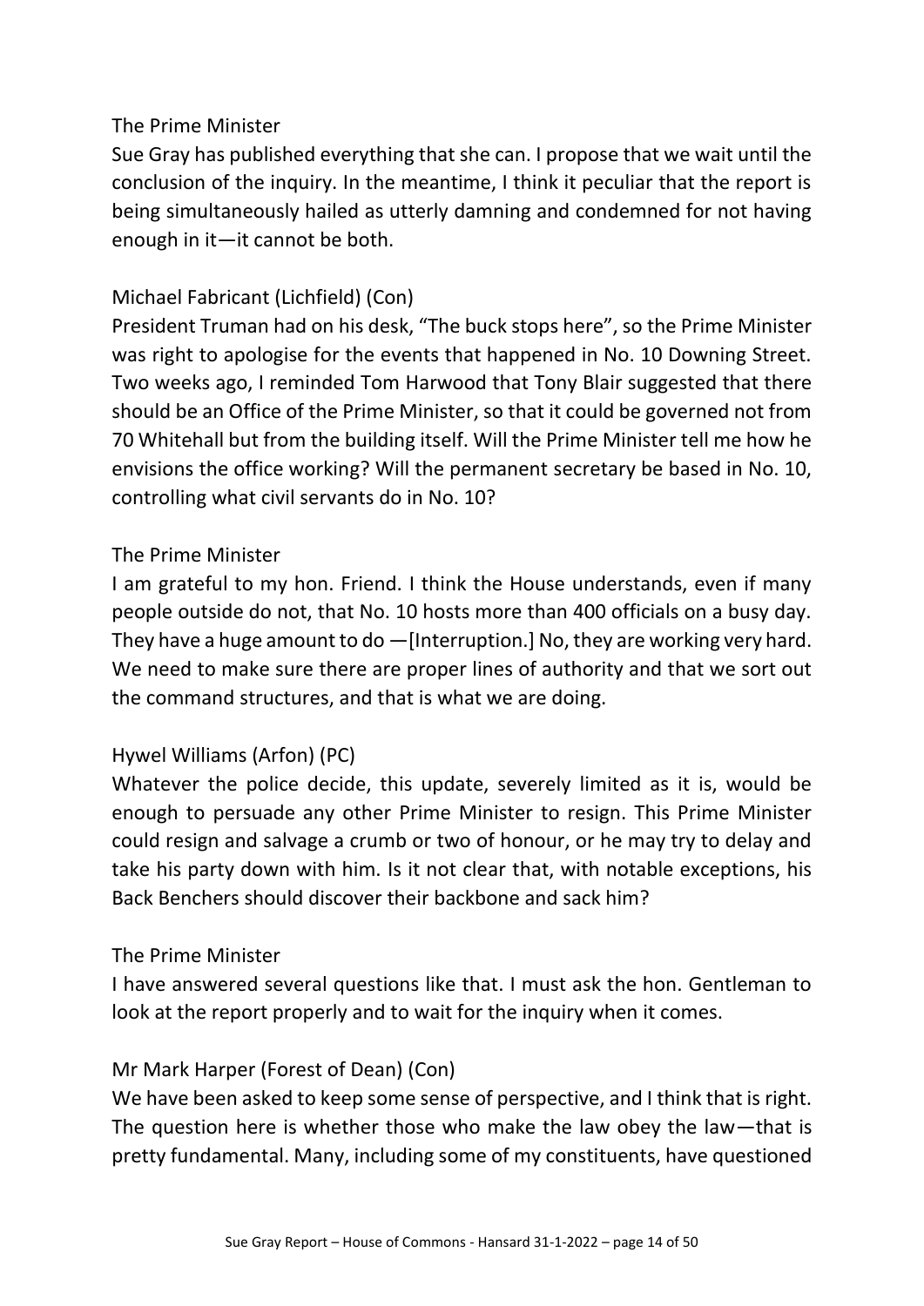The Prime Minister

Sue Gray has published everything that she can. I propose that we wait until the conclusion of the inquiry. In the meantime, I think it peculiar that the report is being simultaneously hailed as utterly damning and condemned for not having enough in it—it cannot be both.

Michael Fabricant (Lichfield) (Con)

President Truman had on his desk, “The buck stops here”, so the Prime Minister was right to apologise for the events that happened in No. 10 Downing Street. Two weeks ago, I reminded Tom Harwood that Tony Blair suggested that there should be an Office of the Prime Minister, so that it could be governed not from 70 Whitehall but from the building itself. Will the Prime Minister tell me how he envisions the office working? Will the permanent secretary be based in No. 10, controlling what civil servants do in No. 10?

The Prime Minister

I am grateful to my hon. Friend. I think the House understands, even if many people outside do not, that No. 10 hosts more than 400 officials on a busy day. They have a huge amount to do —[Interruption.] No, they are working very hard. We need to make sure there are proper lines of authority and that we sort out the command structures, and that is what we are doing.

Hywel Williams (Arfon) (PC)

Whatever the police decide, this update, severely limited as it is, would be enough to persuade any other Prime Minister to resign. This Prime Minister could resign and salvage a crumb or two of honour, or he may try to delay and take his party down with him. Is it not clear that, with notable exceptions, his Back Benchers should discover their backbone and sack him?

The Prime Minister

I have answered several questions like that. I must ask the hon. Gentleman to look at the report properly and to wait for the inquiry when it comes.

Mr Mark Harper (Forest of Dean) (Con)

We have been asked to keep some sense of perspective, and I think that is right. The question here is whether those who make the law obey the law—that is pretty fundamental. Many, including some of my constituents, have questioned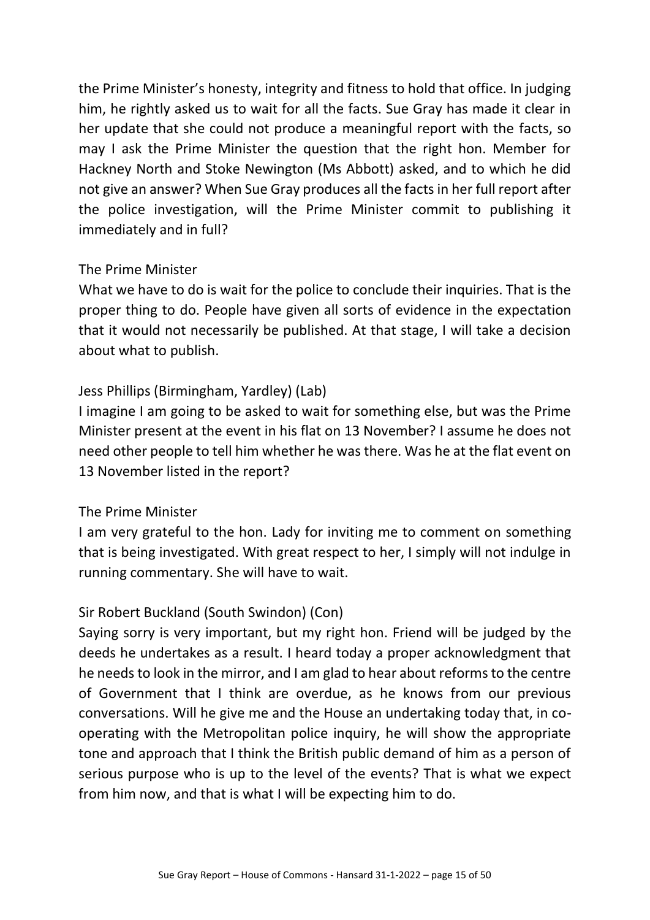the Prime Minister's honesty, integrity and fitness to hold that office. In judging him, he rightly asked us to wait for all the facts. Sue Gray has made it clear in her update that she could not produce a meaningful report with the facts, so may I ask the Prime Minister the question that the right hon. Member for Hackney North and Stoke Newington (Ms Abbott) asked, and to which he did not give an answer? When Sue Gray produces all the facts in her full report after the police investigation, will the Prime Minister commit to publishing it immediately and in full?

The Prime Minister

What we have to do is wait for the police to conclude their inquiries. That is the proper thing to do. People have given all sorts of evidence in the expectation that it would not necessarily be published. At that stage, I will take a decision about what to publish.

Jess Phillips (Birmingham, Yardley) (Lab)

I imagine I am going to be asked to wait for something else, but was the Prime Minister present at the event in his flat on 13 November? I assume he does not need other people to tell him whether he was there. Was he at the flat event on 13 November listed in the report?

The Prime Minister

I am very grateful to the hon. Lady for inviting me to comment on something that is being investigated. With great respect to her, I simply will not indulge in running commentary. She will have to wait.

Sir Robert Buckland (South Swindon) (Con)

Saying sorry is very important, but my right hon. Friend will be judged by the deeds he undertakes as a result. I heard today a proper acknowledgment that he needs to look in the mirror, and I am glad to hear about reforms to the centre of Government that I think are overdue, as he knows from our previous conversations. Will he give me and the House an undertaking today that, in co-operating with the Metropolitan police inquiry, he will show the appropriate tone and approach that I think the British public demand of him as a person of serious purpose who is up to the level of the events? That is what we expect from him now, and that is what I will be expecting him to do.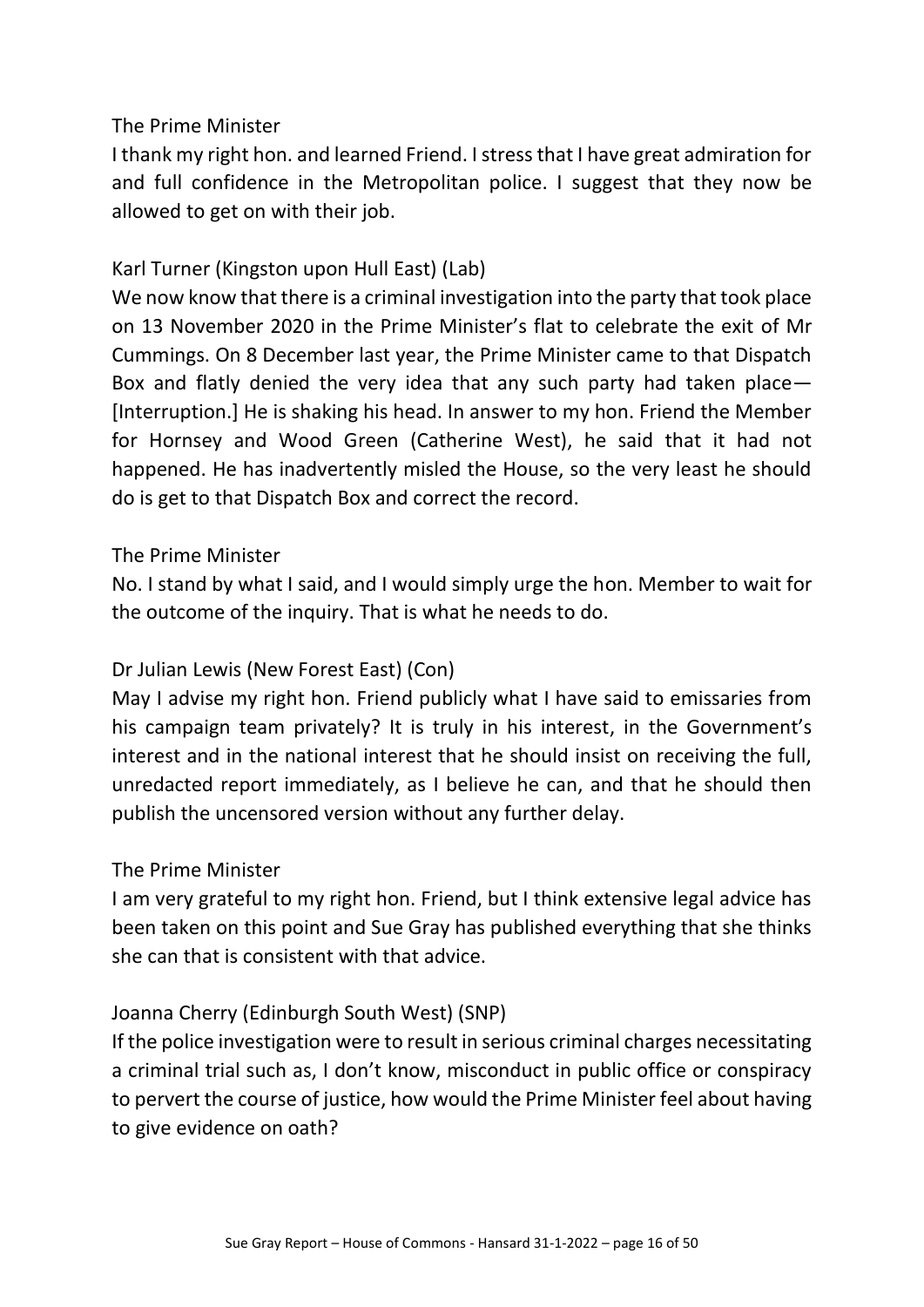The Prime Minister

I thank my right hon. and learned Friend. I stress that I have great admiration for and full confidence in the Metropolitan police. I suggest that they now be allowed to get on with their job.

Karl Turner (Kingston upon Hull East) (Lab)

We now know that there is a criminal investigation into the party that took place on 13 November 2020 in the Prime Minister's flat to celebrate the exit of Mr Cummings. On 8 December last year, the Prime Minister came to that Dispatch Box and flatly denied the very idea that any such party had taken place—[Interruption.] He is shaking his head. In answer to my hon. Friend the Member for Hornsey and Wood Green (Catherine West), he said that it had not happened. He has inadvertently misled the House, so the very least he should do is get to that Dispatch Box and correct the record.

The Prime Minister

No. I stand by what I said, and I would simply urge the hon. Member to wait for the outcome of the inquiry. That is what he needs to do.

Dr Julian Lewis (New Forest East) (Con)

May I advise my right hon. Friend publicly what I have said to emissaries from his campaign team privately? It is truly in his interest, in the Government's interest and in the national interest that he should insist on receiving the full, unredacted report immediately, as I believe he can, and that he should then publish the uncensored version without any further delay.

The Prime Minister

I am very grateful to my right hon. Friend, but I think extensive legal advice has been taken on this point and Sue Gray has published everything that she thinks she can that is consistent with that advice.

Joanna Cherry (Edinburgh South West) (SNP)

If the police investigation were to result in serious criminal charges necessitating a criminal trial such as, I don't know, misconduct in public office or conspiracy to pervert the course of justice, how would the Prime Minister feel about having to give evidence on oath?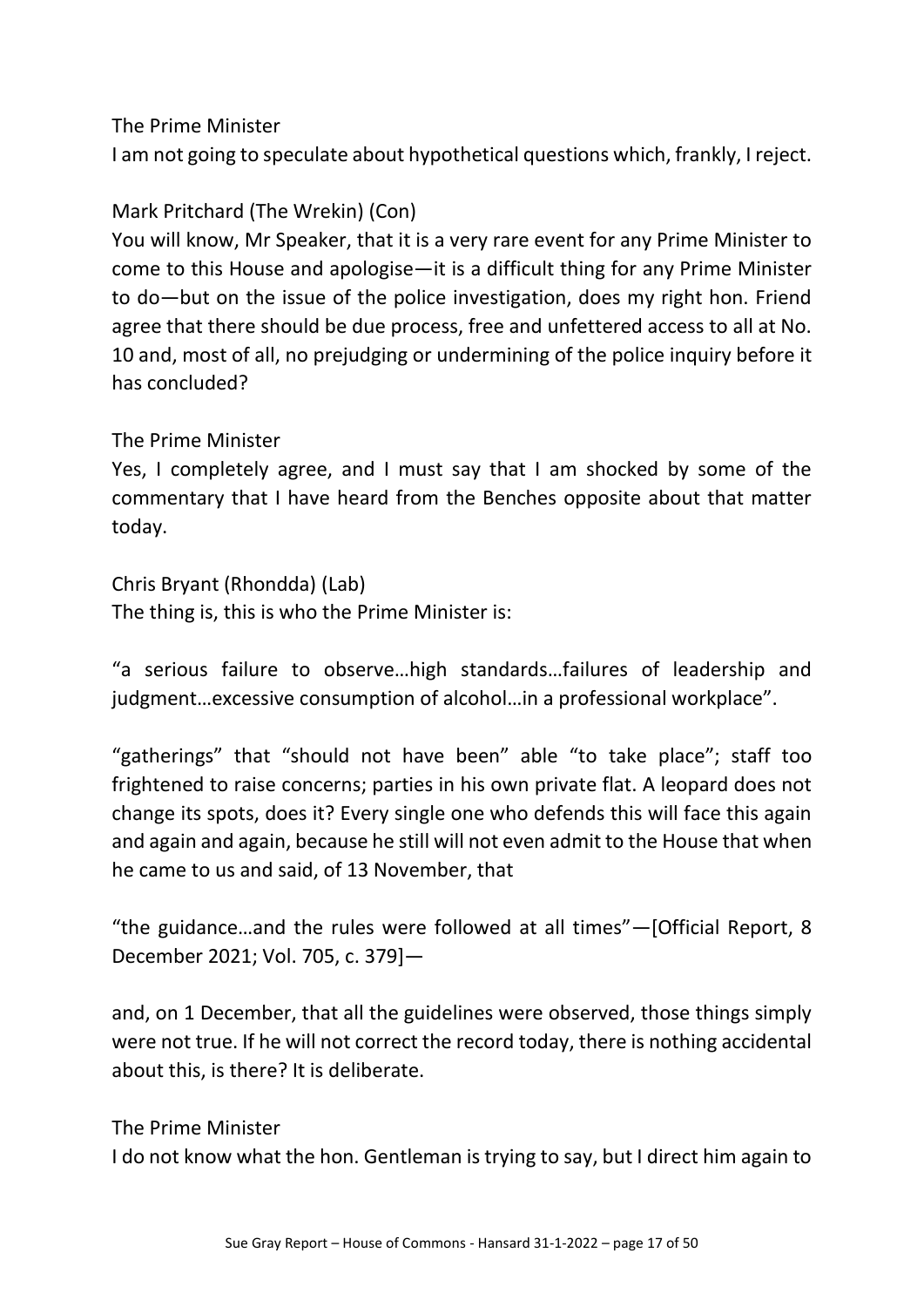The Prime Minister

I am not going to speculate about hypothetical questions which, frankly, I reject.

Mark Pritchard (The Wrekin) (Con)

You will know, Mr Speaker, that it is a very rare event for any Prime Minister to come to this House and apologise—it is a difficult thing for any Prime Minister to do—but on the issue of the police investigation, does my right hon. Friend agree that there should be due process, free and unfettered access to all at No. 10 and, most of all, no prejudging or undermining of the police inquiry before it has concluded?

The Prime Minister

Yes, I completely agree, and I must say that I am shocked by some of the commentary that I have heard from the Benches opposite about that matter today.

Chris Bryant (Rhondda) (Lab)

The thing is, this is who the Prime Minister is:

"a serious failure to observe…high standards…failures of leadership and judgment…excessive consumption of alcohol…in a professional workplace".

"gatherings" that "should not have been" able "to take place"; staff too frightened to raise concerns; parties in his own private flat. A leopard does not change its spots, does it? Every single one who defends this will face this again and again and again, because he still will not even admit to the House that when he came to us and said, of 13 November, that

"the guidance…and the rules were followed at all times"—[Official Report, 8 December 2021; Vol. 705, c. 379]—

and, on 1 December, that all the guidelines were observed, those things simply were not true. If he will not correct the record today, there is nothing accidental about this, is there? It is deliberate.

The Prime Minister

I do not know what the hon. Gentleman is trying to say, but I direct him again to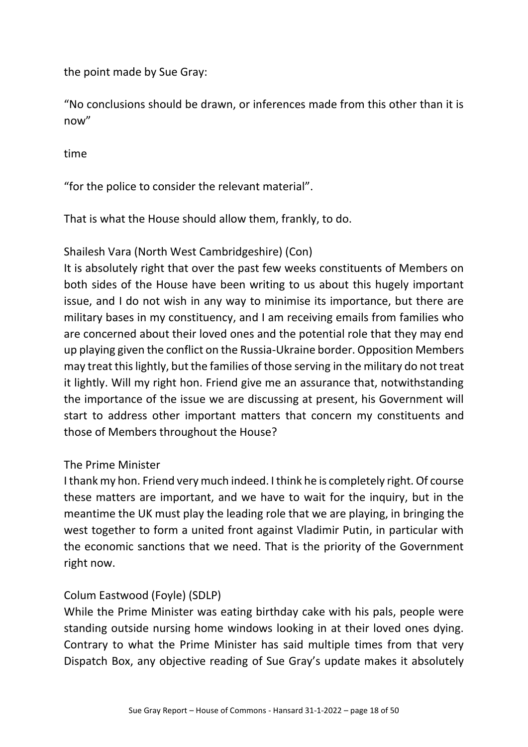the point made by Sue Gray:

“No conclusions should be drawn, or inferences made from this other than it is now”

time

“for the police to consider the relevant material”.

That is what the House should allow them, frankly, to do.

Shailesh Vara (North West Cambridgeshire) (Con)
It is absolutely right that over the past few weeks constituents of Members on both sides of the House have been writing to us about this hugely important issue, and I do not wish in any way to minimise its importance, but there are military bases in my constituency, and I am receiving emails from families who are concerned about their loved ones and the potential role that they may end up playing given the conflict on the Russia-Ukraine border. Opposition Members may treat this lightly, but the families of those serving in the military do not treat it lightly. Will my right hon. Friend give me an assurance that, notwithstanding the importance of the issue we are discussing at present, his Government will start to address other important matters that concern my constituents and those of Members throughout the House?

The Prime Minister
I thank my hon. Friend very much indeed. I think he is completely right. Of course these matters are important, and we have to wait for the inquiry, but in the meantime the UK must play the leading role that we are playing, in bringing the west together to form a united front against Vladimir Putin, in particular with the economic sanctions that we need. That is the priority of the Government right now.

Colum Eastwood (Foyle) (SDLP)
While the Prime Minister was eating birthday cake with his pals, people were standing outside nursing home windows looking in at their loved ones dying. Contrary to what the Prime Minister has said multiple times from that very Dispatch Box, any objective reading of Sue Gray’s update makes it absolutely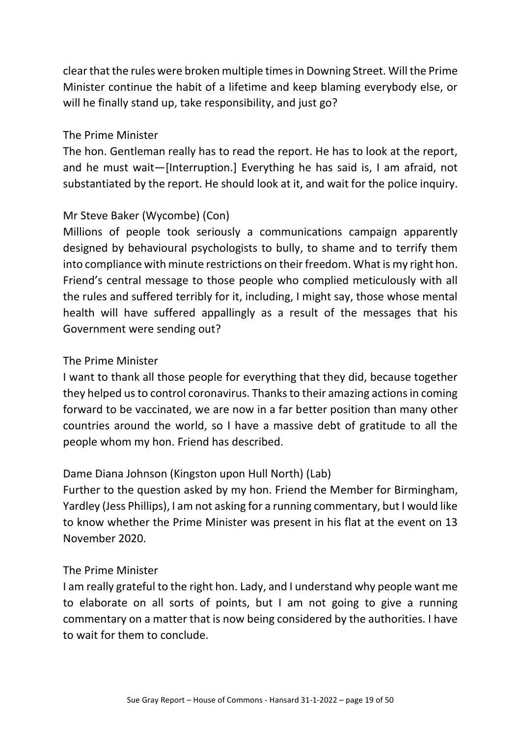clear that the rules were broken multiple times in Downing Street. Will the Prime Minister continue the habit of a lifetime and keep blaming everybody else, or will he finally stand up, take responsibility, and just go?

The Prime Minister
The hon. Gentleman really has to read the report. He has to look at the report, and he must wait—[Interruption.] Everything he has said is, I am afraid, not substantiated by the report. He should look at it, and wait for the police inquiry.

Mr Steve Baker (Wycombe) (Con)
Millions of people took seriously a communications campaign apparently designed by behavioural psychologists to bully, to shame and to terrify them into compliance with minute restrictions on their freedom. What is my right hon. Friend's central message to those people who complied meticulously with all the rules and suffered terribly for it, including, I might say, those whose mental health will have suffered appallingly as a result of the messages that his Government were sending out?

The Prime Minister
I want to thank all those people for everything that they did, because together they helped us to control coronavirus. Thanks to their amazing actions in coming forward to be vaccinated, we are now in a far better position than many other countries around the world, so I have a massive debt of gratitude to all the people whom my hon. Friend has described.

Dame Diana Johnson (Kingston upon Hull North) (Lab)
Further to the question asked by my hon. Friend the Member for Birmingham, Yardley (Jess Phillips), I am not asking for a running commentary, but I would like to know whether the Prime Minister was present in his flat at the event on 13 November 2020.

The Prime Minister
I am really grateful to the right hon. Lady, and I understand why people want me to elaborate on all sorts of points, but I am not going to give a running commentary on a matter that is now being considered by the authorities. I have to wait for them to conclude.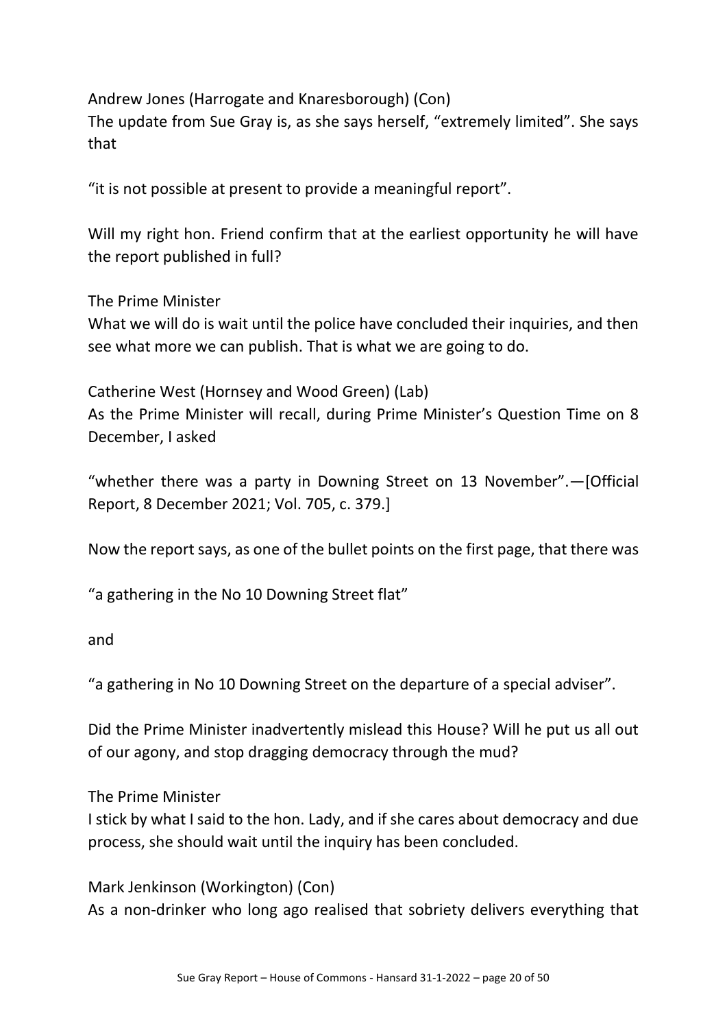Andrew Jones (Harrogate and Knaresborough) (Con)
The update from Sue Gray is, as she says herself, "extremely limited". She says that

"it is not possible at present to provide a meaningful report".

Will my right hon. Friend confirm that at the earliest opportunity he will have the report published in full?

The Prime Minister
What we will do is wait until the police have concluded their inquiries, and then see what more we can publish. That is what we are going to do.

Catherine West (Hornsey and Wood Green) (Lab)
As the Prime Minister will recall, during Prime Minister's Question Time on 8 December, I asked

"whether there was a party in Downing Street on 13 November".—[Official Report, 8 December 2021; Vol. 705, c. 379.]

Now the report says, as one of the bullet points on the first page, that there was

"a gathering in the No 10 Downing Street flat"

and

"a gathering in No 10 Downing Street on the departure of a special adviser".

Did the Prime Minister inadvertently mislead this House? Will he put us all out of our agony, and stop dragging democracy through the mud?

The Prime Minister
I stick by what I said to the hon. Lady, and if she cares about democracy and due process, she should wait until the inquiry has been concluded.

Mark Jenkinson (Workington) (Con)
As a non-drinker who long ago realised that sobriety delivers everything that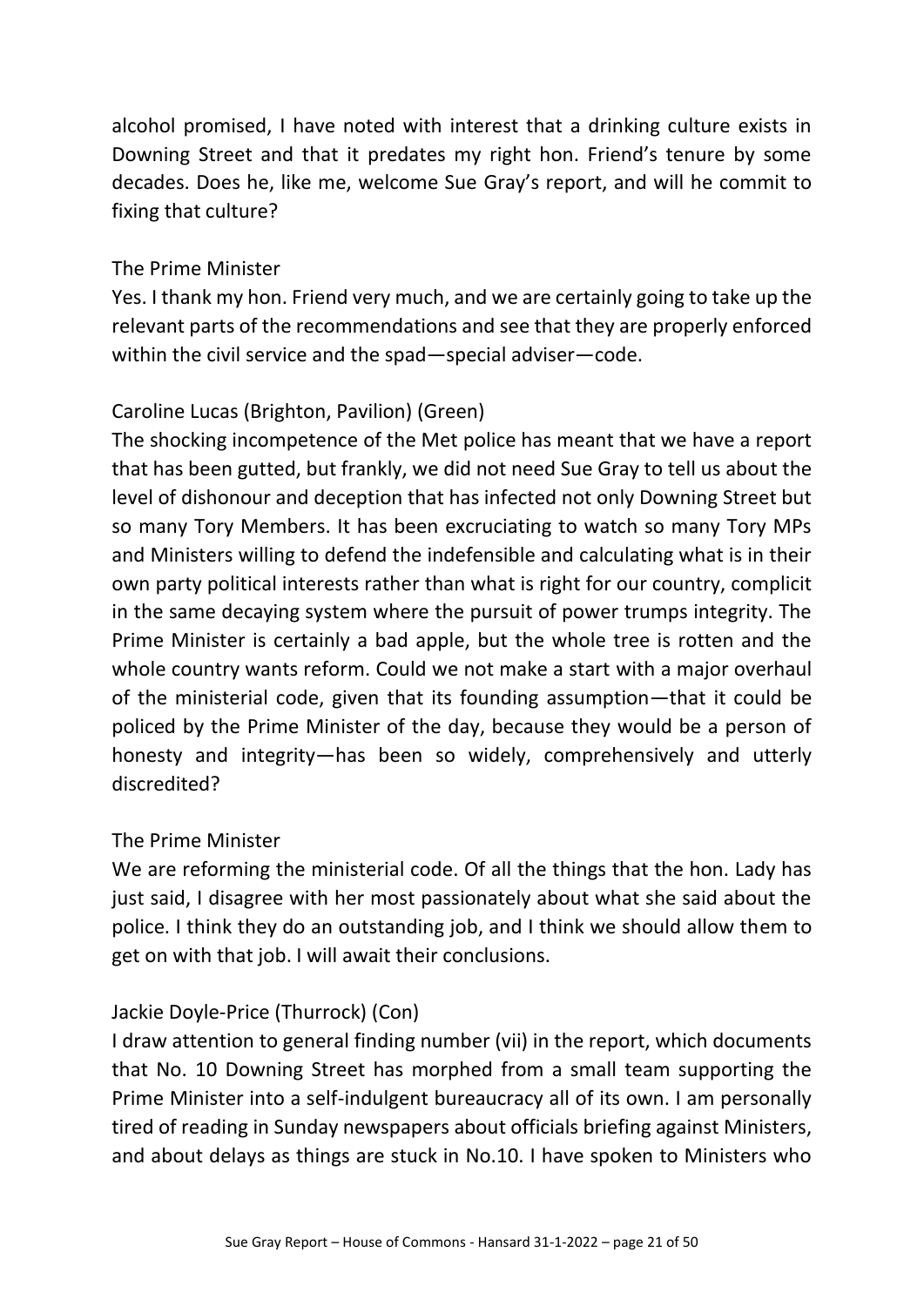alcohol promised, I have noted with interest that a drinking culture exists in Downing Street and that it predates my right hon. Friend's tenure by some decades. Does he, like me, welcome Sue Gray's report, and will he commit to fixing that culture?

The Prime Minister

Yes. I thank my hon. Friend very much, and we are certainly going to take up the relevant parts of the recommendations and see that they are properly enforced within the civil service and the spad—special adviser—code.

Caroline Lucas (Brighton, Pavilion) (Green)

The shocking incompetence of the Met police has meant that we have a report that has been gutted, but frankly, we did not need Sue Gray to tell us about the level of dishonour and deception that has infected not only Downing Street but so many Tory Members. It has been excruciating to watch so many Tory MPs and Ministers willing to defend the indefensible and calculating what is in their own party political interests rather than what is right for our country, complicit in the same decaying system where the pursuit of power trumps integrity. The Prime Minister is certainly a bad apple, but the whole tree is rotten and the whole country wants reform. Could we not make a start with a major overhaul of the ministerial code, given that its founding assumption—that it could be policed by the Prime Minister of the day, because they would be a person of honesty and integrity—has been so widely, comprehensively and utterly discredited?

The Prime Minister

We are reforming the ministerial code. Of all the things that the hon. Lady has just said, I disagree with her most passionately about what she said about the police. I think they do an outstanding job, and I think we should allow them to get on with that job. I will await their conclusions.

Jackie Doyle-Price (Thurrock) (Con)

I draw attention to general finding number (vii) in the report, which documents that No. 10 Downing Street has morphed from a small team supporting the Prime Minister into a self-indulgent bureaucracy all of its own. I am personally tired of reading in Sunday newspapers about officials briefing against Ministers, and about delays as things are stuck in No.10. I have spoken to Ministers who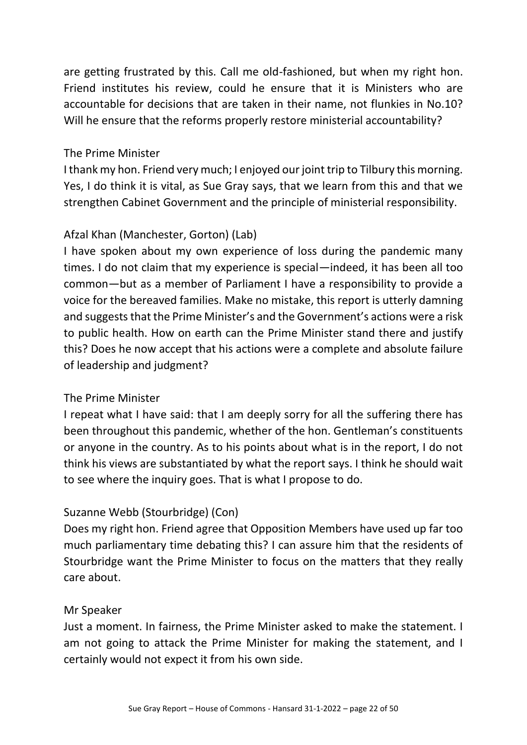are getting frustrated by this. Call me old-fashioned, but when my right hon. Friend institutes his review, could he ensure that it is Ministers who are accountable for decisions that are taken in their name, not flunkies in No.10? Will he ensure that the reforms properly restore ministerial accountability?

The Prime Minister

I thank my hon. Friend very much; I enjoyed our joint trip to Tilbury this morning. Yes, I do think it is vital, as Sue Gray says, that we learn from this and that we strengthen Cabinet Government and the principle of ministerial responsibility.

Afzal Khan (Manchester, Gorton) (Lab)

I have spoken about my own experience of loss during the pandemic many times. I do not claim that my experience is special—indeed, it has been all too common—but as a member of Parliament I have a responsibility to provide a voice for the bereaved families. Make no mistake, this report is utterly damning and suggests that the Prime Minister's and the Government's actions were a risk to public health. How on earth can the Prime Minister stand there and justify this? Does he now accept that his actions were a complete and absolute failure of leadership and judgment?

The Prime Minister

I repeat what I have said: that I am deeply sorry for all the suffering there has been throughout this pandemic, whether of the hon. Gentleman's constituents or anyone in the country. As to his points about what is in the report, I do not think his views are substantiated by what the report says. I think he should wait to see where the inquiry goes. That is what I propose to do.

Suzanne Webb (Stourbridge) (Con)

Does my right hon. Friend agree that Opposition Members have used up far too much parliamentary time debating this? I can assure him that the residents of Stourbridge want the Prime Minister to focus on the matters that they really care about.

Mr Speaker

Just a moment. In fairness, the Prime Minister asked to make the statement. I am not going to attack the Prime Minister for making the statement, and I certainly would not expect it from his own side.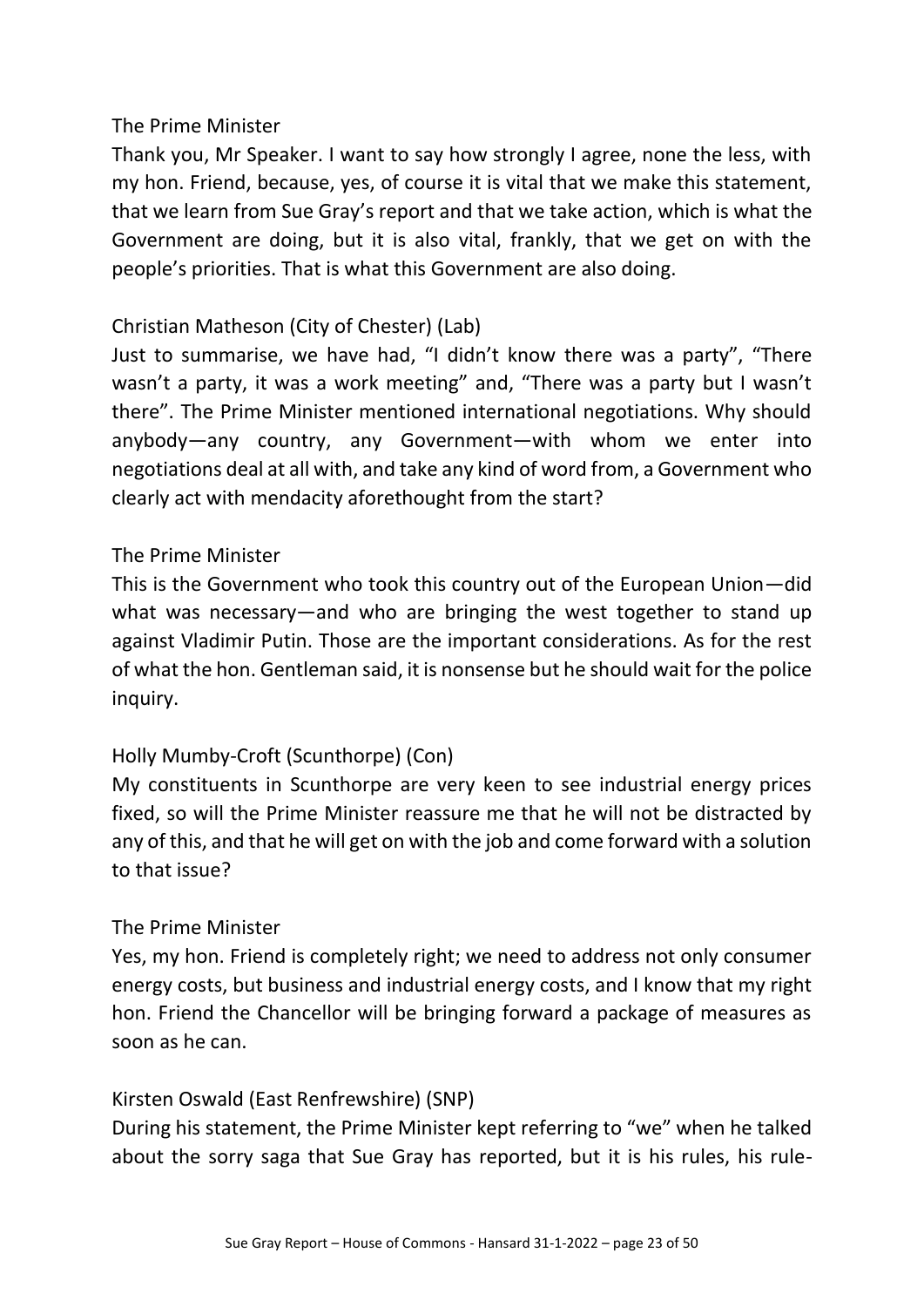The Prime Minister

Thank you, Mr Speaker. I want to say how strongly I agree, none the less, with my hon. Friend, because, yes, of course it is vital that we make this statement, that we learn from Sue Gray's report and that we take action, which is what the Government are doing, but it is also vital, frankly, that we get on with the people's priorities. That is what this Government are also doing.

Christian Matheson (City of Chester) (Lab)

Just to summarise, we have had, "I didn't know there was a party", "There wasn't a party, it was a work meeting" and, "There was a party but I wasn't there". The Prime Minister mentioned international negotiations. Why should anybody—any country, any Government—with whom we enter into negotiations deal at all with, and take any kind of word from, a Government who clearly act with mendacity aforethought from the start?

The Prime Minister

This is the Government who took this country out of the European Union—did what was necessary—and who are bringing the west together to stand up against Vladimir Putin. Those are the important considerations. As for the rest of what the hon. Gentleman said, it is nonsense but he should wait for the police inquiry.

Holly Mumby-Croft (Scunthorpe) (Con)

My constituents in Scunthorpe are very keen to see industrial energy prices fixed, so will the Prime Minister reassure me that he will not be distracted by any of this, and that he will get on with the job and come forward with a solution to that issue?

The Prime Minister

Yes, my hon. Friend is completely right; we need to address not only consumer energy costs, but business and industrial energy costs, and I know that my right hon. Friend the Chancellor will be bringing forward a package of measures as soon as he can.

Kirsten Oswald (East Renfrewshire) (SNP)

During his statement, the Prime Minister kept referring to "we" when he talked about the sorry saga that Sue Gray has reported, but it is his rules, his rule-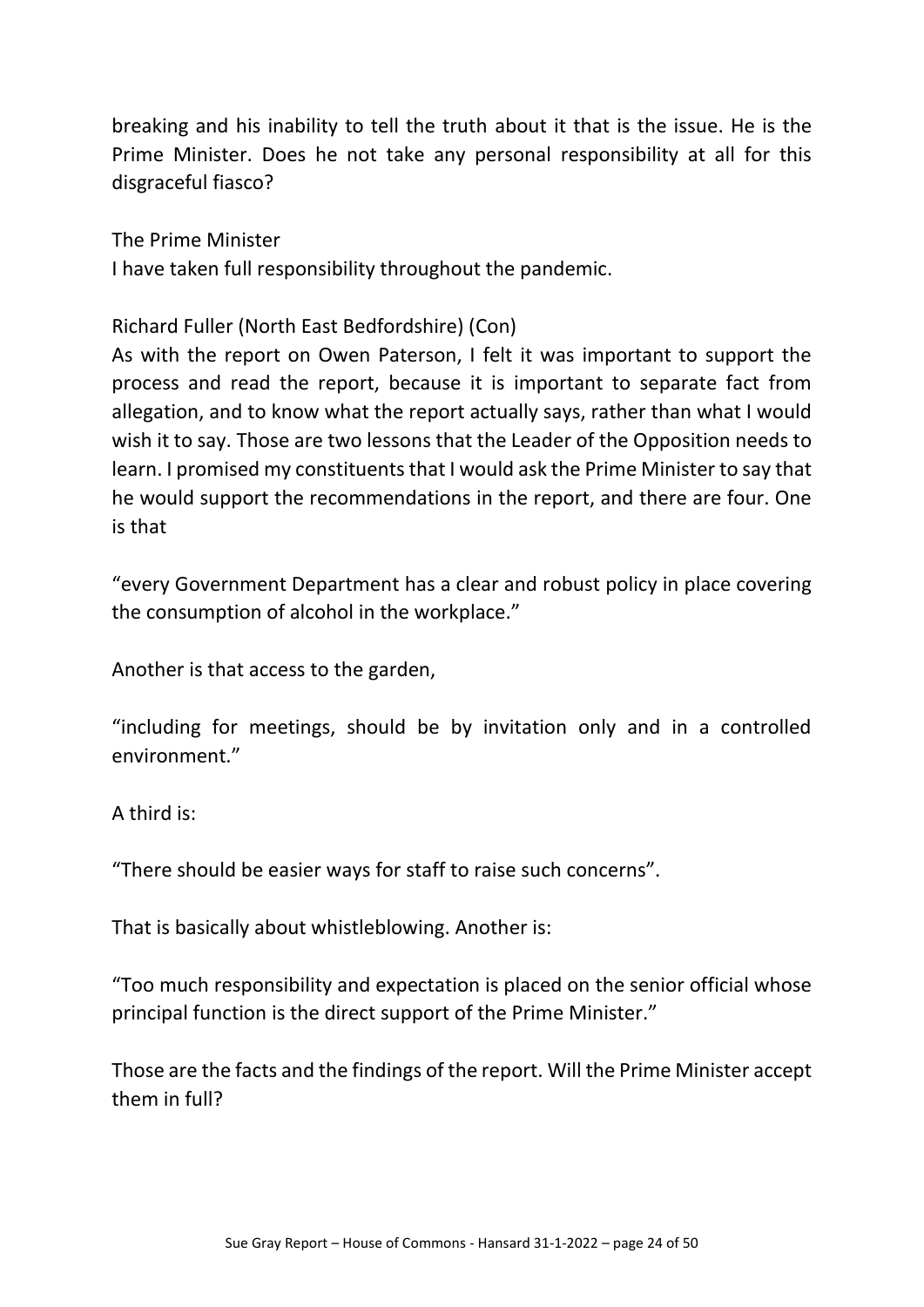breaking and his inability to tell the truth about it that is the issue. He is the Prime Minister. Does he not take any personal responsibility at all for this disgraceful fiasco?

The Prime Minister
I have taken full responsibility throughout the pandemic.

Richard Fuller (North East Bedfordshire) (Con)
As with the report on Owen Paterson, I felt it was important to support the process and read the report, because it is important to separate fact from allegation, and to know what the report actually says, rather than what I would wish it to say. Those are two lessons that the Leader of the Opposition needs to learn. I promised my constituents that I would ask the Prime Minister to say that he would support the recommendations in the report, and there are four. One is that

"every Government Department has a clear and robust policy in place covering the consumption of alcohol in the workplace."

Another is that access to the garden,

"including for meetings, should be by invitation only and in a controlled environment."

A third is:

"There should be easier ways for staff to raise such concerns".

That is basically about whistleblowing. Another is:

"Too much responsibility and expectation is placed on the senior official whose principal function is the direct support of the Prime Minister."

Those are the facts and the findings of the report. Will the Prime Minister accept them in full?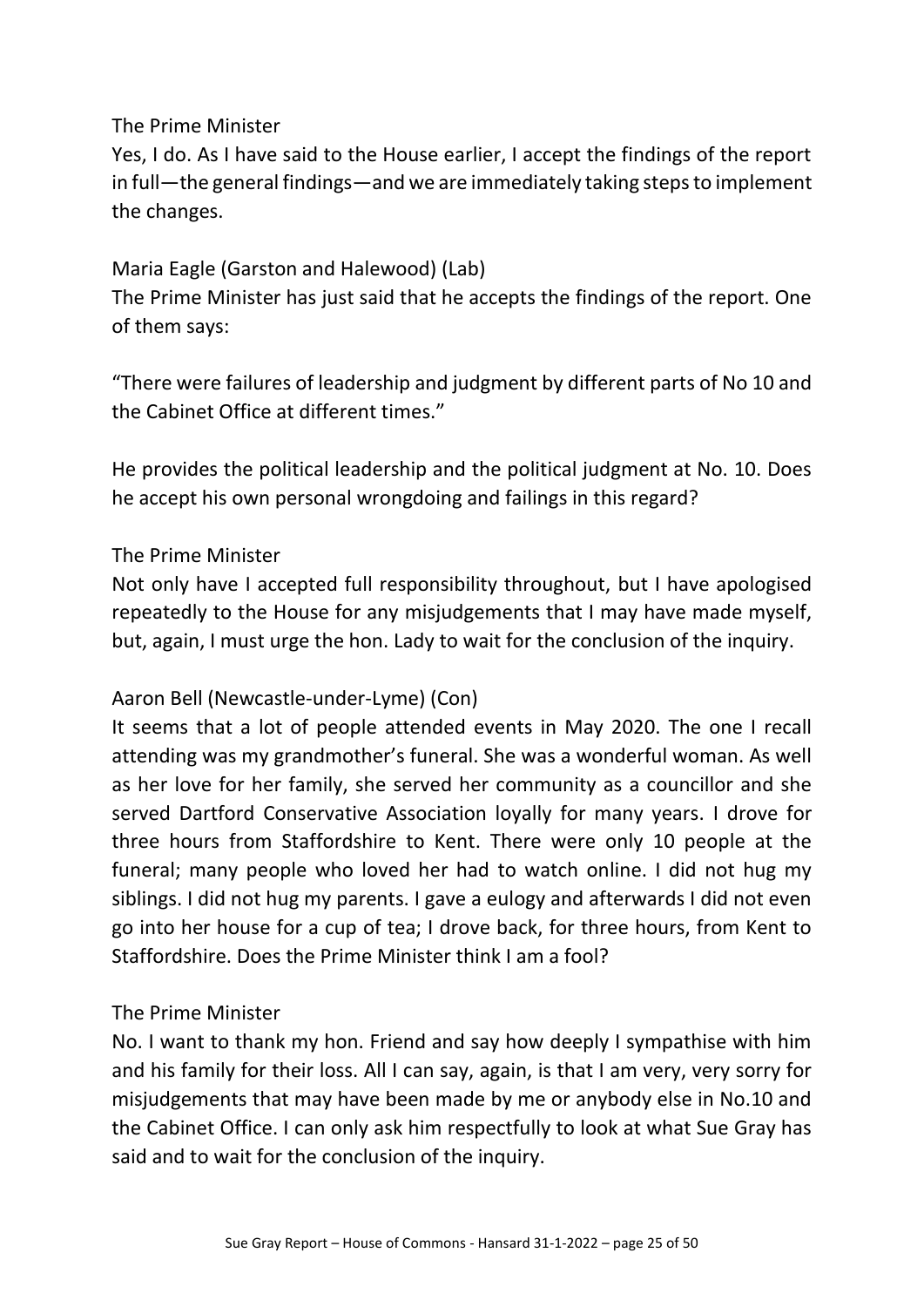The Prime Minister

Yes, I do. As I have said to the House earlier, I accept the findings of the report in full—the general findings—and we are immediately taking steps to implement the changes.

Maria Eagle (Garston and Halewood) (Lab)

The Prime Minister has just said that he accepts the findings of the report. One of them says:

"There were failures of leadership and judgment by different parts of No 10 and the Cabinet Office at different times."

He provides the political leadership and the political judgment at No. 10. Does he accept his own personal wrongdoing and failings in this regard?

The Prime Minister

Not only have I accepted full responsibility throughout, but I have apologised repeatedly to the House for any misjudgements that I may have made myself, but, again, I must urge the hon. Lady to wait for the conclusion of the inquiry.

Aaron Bell (Newcastle-under-Lyme) (Con)

It seems that a lot of people attended events in May 2020. The one I recall attending was my grandmother's funeral. She was a wonderful woman. As well as her love for her family, she served her community as a councillor and she served Dartford Conservative Association loyally for many years. I drove for three hours from Staffordshire to Kent. There were only 10 people at the funeral; many people who loved her had to watch online. I did not hug my siblings. I did not hug my parents. I gave a eulogy and afterwards I did not even go into her house for a cup of tea; I drove back, for three hours, from Kent to Staffordshire. Does the Prime Minister think I am a fool?

The Prime Minister

No. I want to thank my hon. Friend and say how deeply I sympathise with him and his family for their loss. All I can say, again, is that I am very, very sorry for misjudgements that may have been made by me or anybody else in No.10 and the Cabinet Office. I can only ask him respectfully to look at what Sue Gray has said and to wait for the conclusion of the inquiry.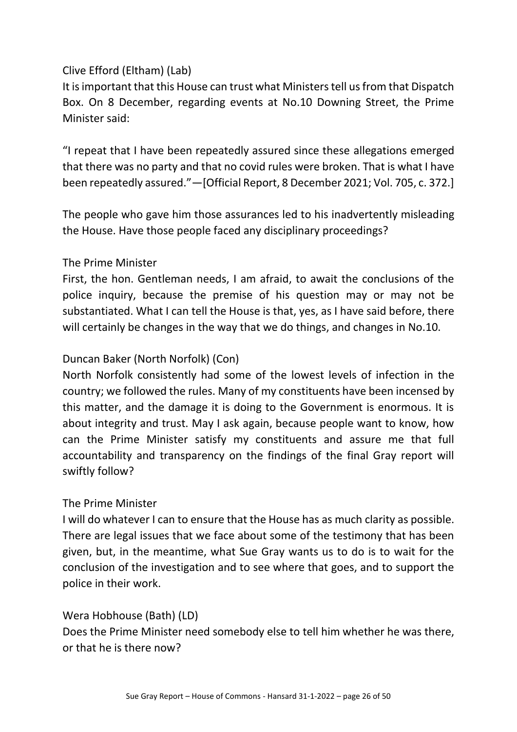Clive Efford (Eltham) (Lab)

It is important that this House can trust what Ministers tell us from that Dispatch Box. On 8 December, regarding events at No.10 Downing Street, the Prime Minister said:

“I repeat that I have been repeatedly assured since these allegations emerged that there was no party and that no covid rules were broken. That is what I have been repeatedly assured.”—[Official Report, 8 December 2021; Vol. 705, c. 372.]

The people who gave him those assurances led to his inadvertently misleading the House. Have those people faced any disciplinary proceedings?

The Prime Minister

First, the hon. Gentleman needs, I am afraid, to await the conclusions of the police inquiry, because the premise of his question may or may not be substantiated. What I can tell the House is that, yes, as I have said before, there will certainly be changes in the way that we do things, and changes in No.10.

Duncan Baker (North Norfolk) (Con)

North Norfolk consistently had some of the lowest levels of infection in the country; we followed the rules. Many of my constituents have been incensed by this matter, and the damage it is doing to the Government is enormous. It is about integrity and trust. May I ask again, because people want to know, how can the Prime Minister satisfy my constituents and assure me that full accountability and transparency on the findings of the final Gray report will swiftly follow?

The Prime Minister

I will do whatever I can to ensure that the House has as much clarity as possible. There are legal issues that we face about some of the testimony that has been given, but, in the meantime, what Sue Gray wants us to do is to wait for the conclusion of the investigation and to see where that goes, and to support the police in their work.

Wera Hobhouse (Bath) (LD)

Does the Prime Minister need somebody else to tell him whether he was there, or that he is there now?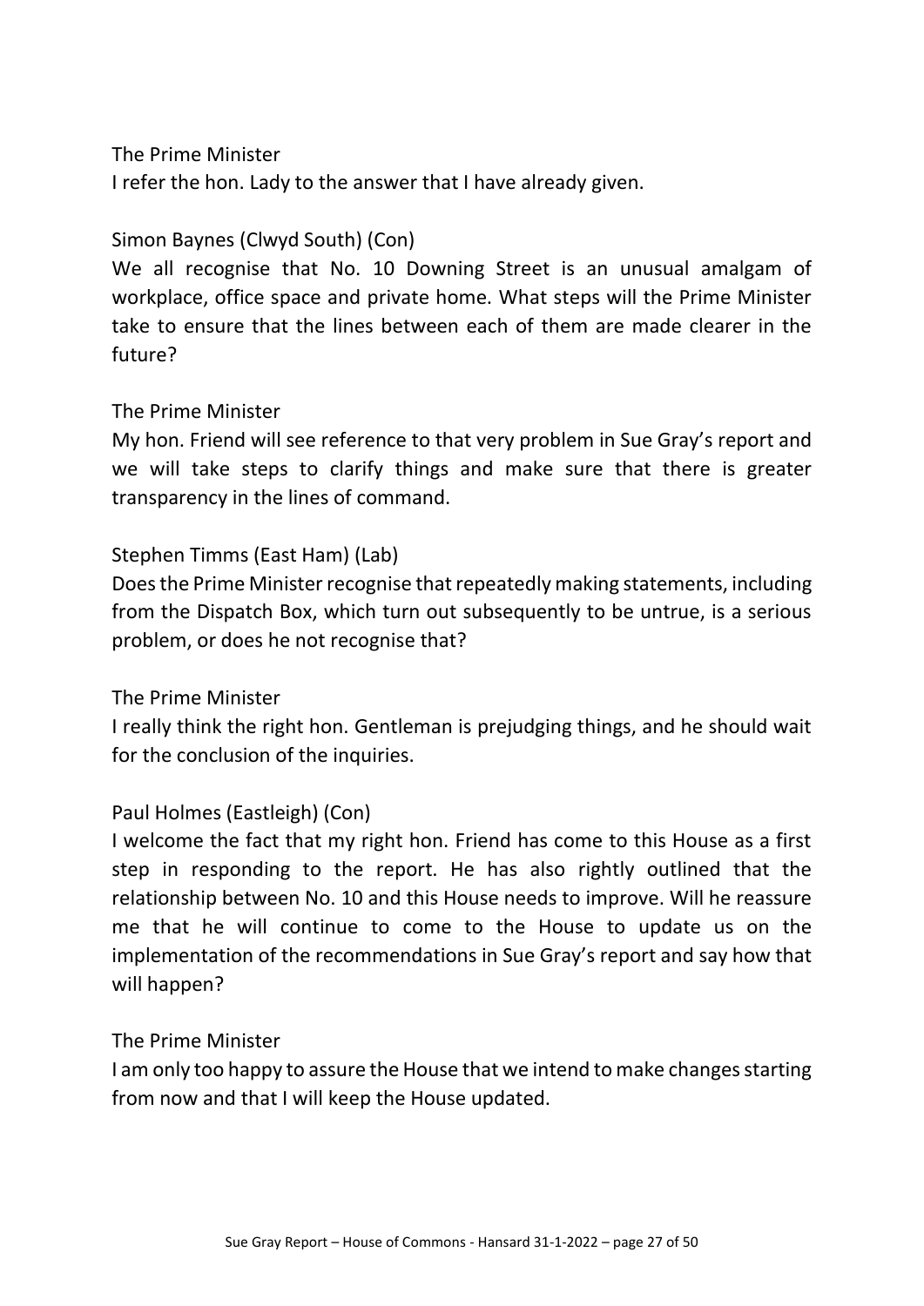The Prime Minister

I refer the hon. Lady to the answer that I have already given.

Simon Baynes (Clwyd South) (Con)

We all recognise that No. 10 Downing Street is an unusual amalgam of workplace, office space and private home. What steps will the Prime Minister take to ensure that the lines between each of them are made clearer in the future?

The Prime Minister

My hon. Friend will see reference to that very problem in Sue Gray's report and we will take steps to clarify things and make sure that there is greater transparency in the lines of command.

Stephen Timms (East Ham) (Lab)

Does the Prime Minister recognise that repeatedly making statements, including from the Dispatch Box, which turn out subsequently to be untrue, is a serious problem, or does he not recognise that?

The Prime Minister

I really think the right hon. Gentleman is prejudging things, and he should wait for the conclusion of the inquiries.

Paul Holmes (Eastleigh) (Con)

I welcome the fact that my right hon. Friend has come to this House as a first step in responding to the report. He has also rightly outlined that the relationship between No. 10 and this House needs to improve. Will he reassure me that he will continue to come to the House to update us on the implementation of the recommendations in Sue Gray's report and say how that will happen?

The Prime Minister

I am only too happy to assure the House that we intend to make changes starting from now and that I will keep the House updated.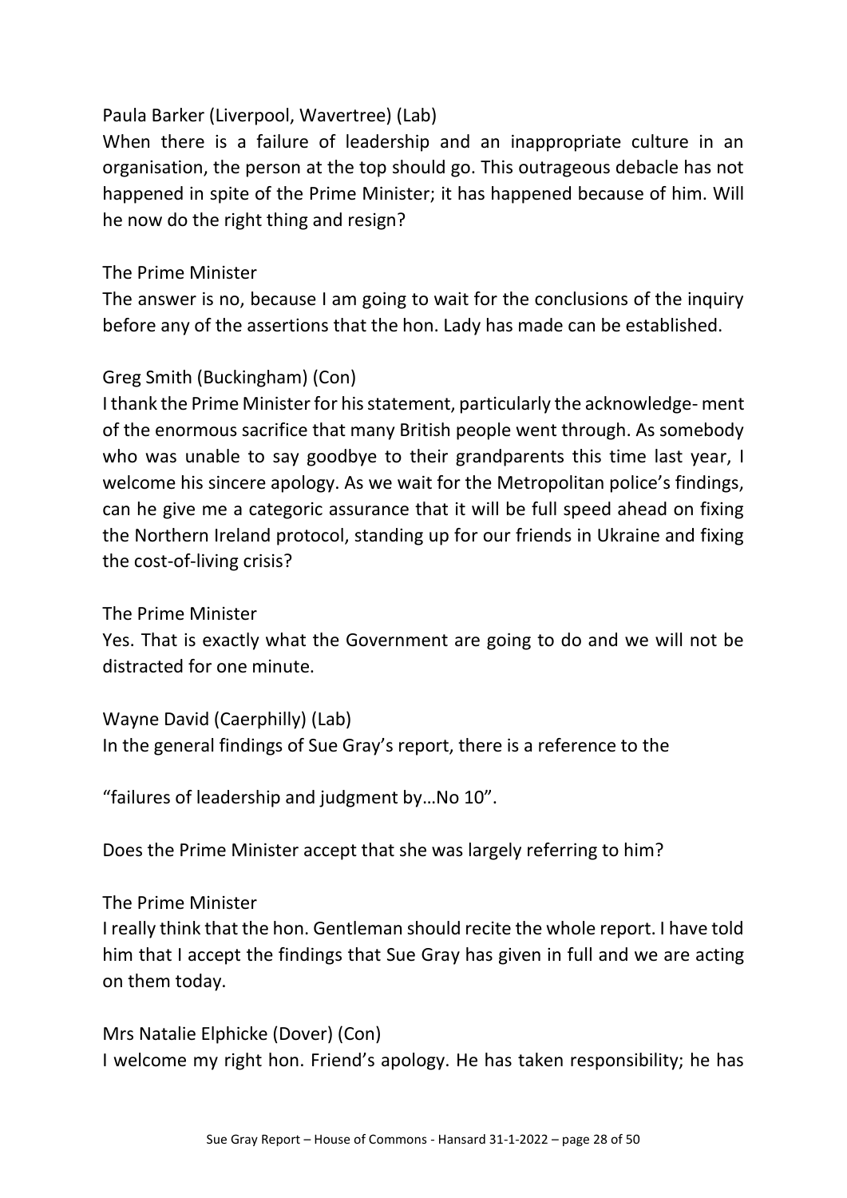Paula Barker (Liverpool, Wavertree) (Lab)

When there is a failure of leadership and an inappropriate culture in an organisation, the person at the top should go. This outrageous debacle has not happened in spite of the Prime Minister; it has happened because of him. Will he now do the right thing and resign?

The Prime Minister

The answer is no, because I am going to wait for the conclusions of the inquiry before any of the assertions that the hon. Lady has made can be established.

Greg Smith (Buckingham) (Con)

I thank the Prime Minister for his statement, particularly the acknowledge- ment of the enormous sacrifice that many British people went through. As somebody who was unable to say goodbye to their grandparents this time last year, I welcome his sincere apology. As we wait for the Metropolitan police's findings, can he give me a categoric assurance that it will be full speed ahead on fixing the Northern Ireland protocol, standing up for our friends in Ukraine and fixing the cost-of-living crisis?

The Prime Minister

Yes. That is exactly what the Government are going to do and we will not be distracted for one minute.

Wayne David (Caerphilly) (Lab)

In the general findings of Sue Gray's report, there is a reference to the

"failures of leadership and judgment by…No 10".

Does the Prime Minister accept that she was largely referring to him?

The Prime Minister

I really think that the hon. Gentleman should recite the whole report. I have told him that I accept the findings that Sue Gray has given in full and we are acting on them today.

Mrs Natalie Elphicke (Dover) (Con)

I welcome my right hon. Friend's apology. He has taken responsibility; he has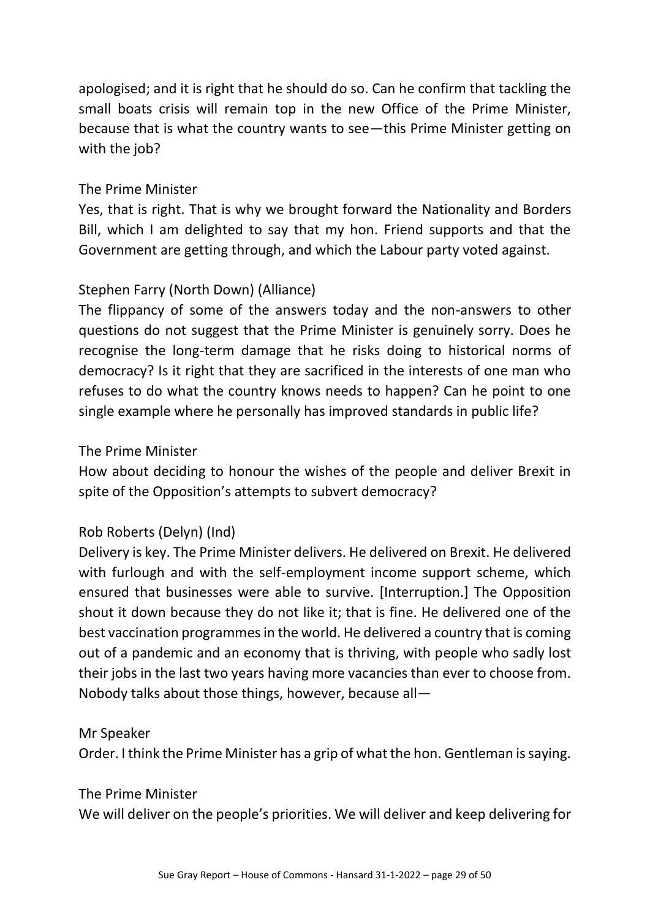apologised; and it is right that he should do so. Can he confirm that tackling the small boats crisis will remain top in the new Office of the Prime Minister, because that is what the country wants to see—this Prime Minister getting on with the job?

The Prime Minister
Yes, that is right. That is why we brought forward the Nationality and Borders Bill, which I am delighted to say that my hon. Friend supports and that the Government are getting through, and which the Labour party voted against.

Stephen Farry (North Down) (Alliance)
The flippancy of some of the answers today and the non-answers to other questions do not suggest that the Prime Minister is genuinely sorry. Does he recognise the long-term damage that he risks doing to historical norms of democracy? Is it right that they are sacrificed in the interests of one man who refuses to do what the country knows needs to happen? Can he point to one single example where he personally has improved standards in public life?

The Prime Minister
How about deciding to honour the wishes of the people and deliver Brexit in spite of the Opposition's attempts to subvert democracy?

Rob Roberts (Delyn) (Ind)
Delivery is key. The Prime Minister delivers. He delivered on Brexit. He delivered with furlough and with the self-employment income support scheme, which ensured that businesses were able to survive. [Interruption.] The Opposition shout it down because they do not like it; that is fine. He delivered one of the best vaccination programmes in the world. He delivered a country that is coming out of a pandemic and an economy that is thriving, with people who sadly lost their jobs in the last two years having more vacancies than ever to choose from. Nobody talks about those things, however, because all—

Mr Speaker
Order. I think the Prime Minister has a grip of what the hon. Gentleman is saying.

The Prime Minister
We will deliver on the people's priorities. We will deliver and keep delivering for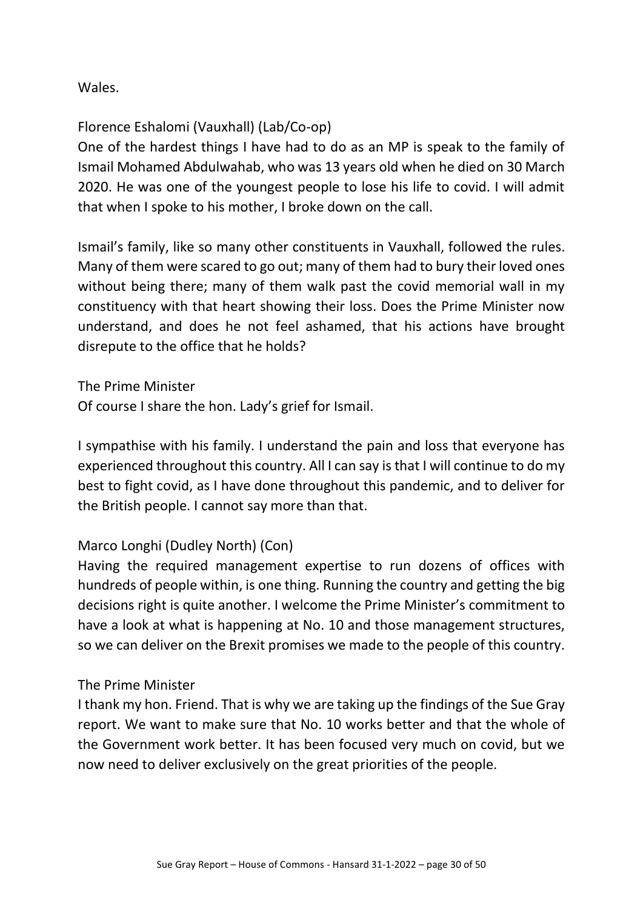Wales.

Florence Eshalomi (Vauxhall) (Lab/Co-op)
One of the hardest things I have had to do as an MP is speak to the family of Ismail Mohamed Abdulwahab, who was 13 years old when he died on 30 March 2020. He was one of the youngest people to lose his life to covid. I will admit that when I spoke to his mother, I broke down on the call.

Ismail's family, like so many other constituents in Vauxhall, followed the rules. Many of them were scared to go out; many of them had to bury their loved ones without being there; many of them walk past the covid memorial wall in my constituency with that heart showing their loss. Does the Prime Minister now understand, and does he not feel ashamed, that his actions have brought disrepute to the office that he holds?

The Prime Minister
Of course I share the hon. Lady's grief for Ismail.

I sympathise with his family. I understand the pain and loss that everyone has experienced throughout this country. All I can say is that I will continue to do my best to fight covid, as I have done throughout this pandemic, and to deliver for the British people. I cannot say more than that.

Marco Longhi (Dudley North) (Con)
Having the required management expertise to run dozens of offices with hundreds of people within, is one thing. Running the country and getting the big decisions right is quite another. I welcome the Prime Minister's commitment to have a look at what is happening at No. 10 and those management structures, so we can deliver on the Brexit promises we made to the people of this country.

The Prime Minister
I thank my hon. Friend. That is why we are taking up the findings of the Sue Gray report. We want to make sure that No. 10 works better and that the whole of the Government work better. It has been focused very much on covid, but we now need to deliver exclusively on the great priorities of the people.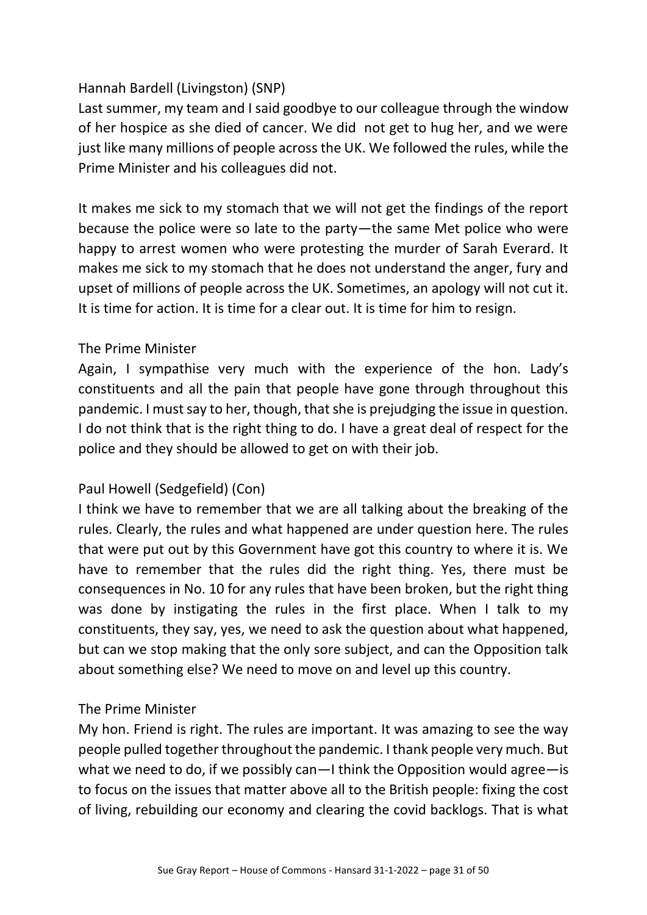Hannah Bardell (Livingston) (SNP)

Last summer, my team and I said goodbye to our colleague through the window of her hospice as she died of cancer. We did not get to hug her, and we were just like many millions of people across the UK. We followed the rules, while the Prime Minister and his colleagues did not.

It makes me sick to my stomach that we will not get the findings of the report because the police were so late to the party—the same Met police who were happy to arrest women who were protesting the murder of Sarah Everard. It makes me sick to my stomach that he does not understand the anger, fury and upset of millions of people across the UK. Sometimes, an apology will not cut it. It is time for action. It is time for a clear out. It is time for him to resign.

The Prime Minister

Again, I sympathise very much with the experience of the hon. Lady's constituents and all the pain that people have gone through throughout this pandemic. I must say to her, though, that she is prejudging the issue in question. I do not think that is the right thing to do. I have a great deal of respect for the police and they should be allowed to get on with their job.

Paul Howell (Sedgefield) (Con)

I think we have to remember that we are all talking about the breaking of the rules. Clearly, the rules and what happened are under question here. The rules that were put out by this Government have got this country to where it is. We have to remember that the rules did the right thing. Yes, there must be consequences in No. 10 for any rules that have been broken, but the right thing was done by instigating the rules in the first place. When I talk to my constituents, they say, yes, we need to ask the question about what happened, but can we stop making that the only sore subject, and can the Opposition talk about something else? We need to move on and level up this country.

The Prime Minister

My hon. Friend is right. The rules are important. It was amazing to see the way people pulled together throughout the pandemic. I thank people very much. But what we need to do, if we possibly can—I think the Opposition would agree—is to focus on the issues that matter above all to the British people: fixing the cost of living, rebuilding our economy and clearing the covid backlogs. That is what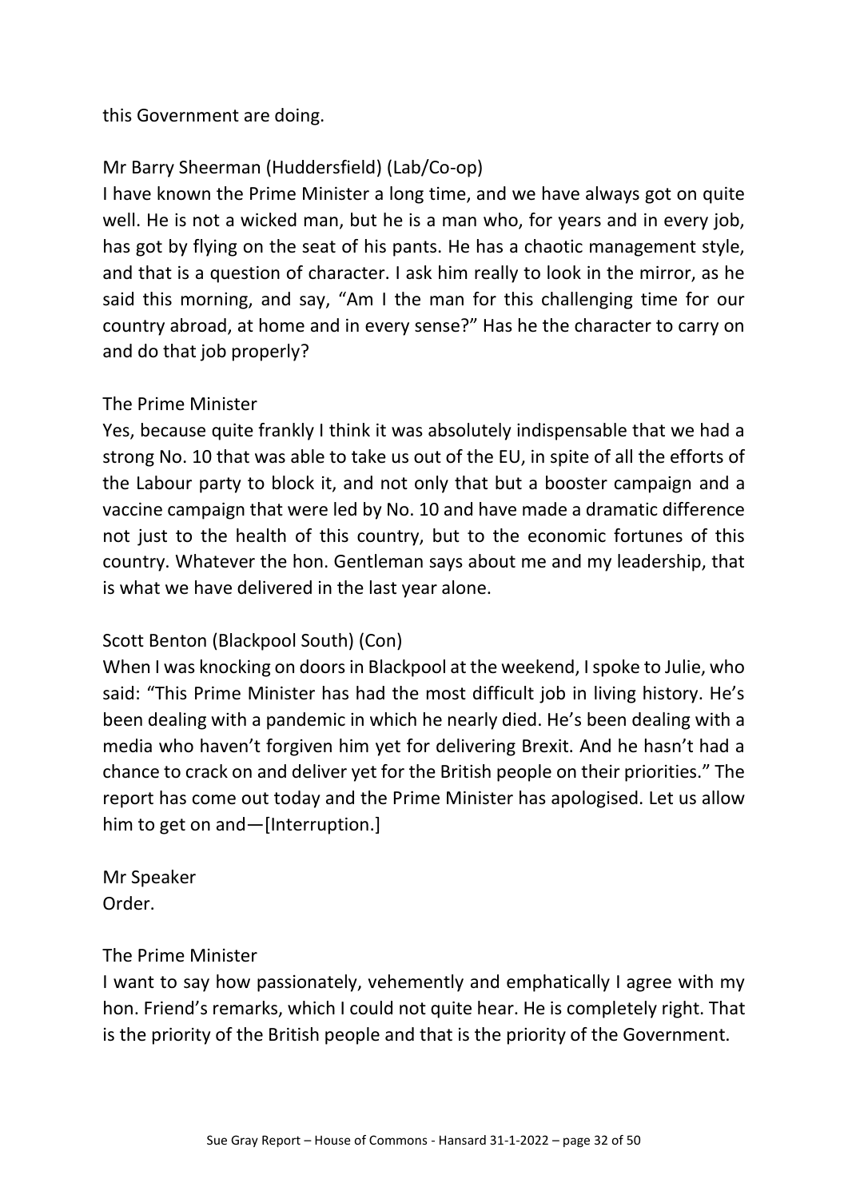this Government are doing.

Mr Barry Sheerman (Huddersfield) (Lab/Co-op)
I have known the Prime Minister a long time, and we have always got on quite well. He is not a wicked man, but he is a man who, for years and in every job, has got by flying on the seat of his pants. He has a chaotic management style, and that is a question of character. I ask him really to look in the mirror, as he said this morning, and say, "Am I the man for this challenging time for our country abroad, at home and in every sense?" Has he the character to carry on and do that job properly?

The Prime Minister
Yes, because quite frankly I think it was absolutely indispensable that we had a strong No. 10 that was able to take us out of the EU, in spite of all the efforts of the Labour party to block it, and not only that but a booster campaign and a vaccine campaign that were led by No. 10 and have made a dramatic difference not just to the health of this country, but to the economic fortunes of this country. Whatever the hon. Gentleman says about me and my leadership, that is what we have delivered in the last year alone.

Scott Benton (Blackpool South) (Con)
When I was knocking on doors in Blackpool at the weekend, I spoke to Julie, who said: "This Prime Minister has had the most difficult job in living history. He's been dealing with a pandemic in which he nearly died. He's been dealing with a media who haven't forgiven him yet for delivering Brexit. And he hasn't had a chance to crack on and deliver yet for the British people on their priorities." The report has come out today and the Prime Minister has apologised. Let us allow him to get on and—[Interruption.]

Mr Speaker
Order.

The Prime Minister
I want to say how passionately, vehemently and emphatically I agree with my hon. Friend's remarks, which I could not quite hear. He is completely right. That is the priority of the British people and that is the priority of the Government.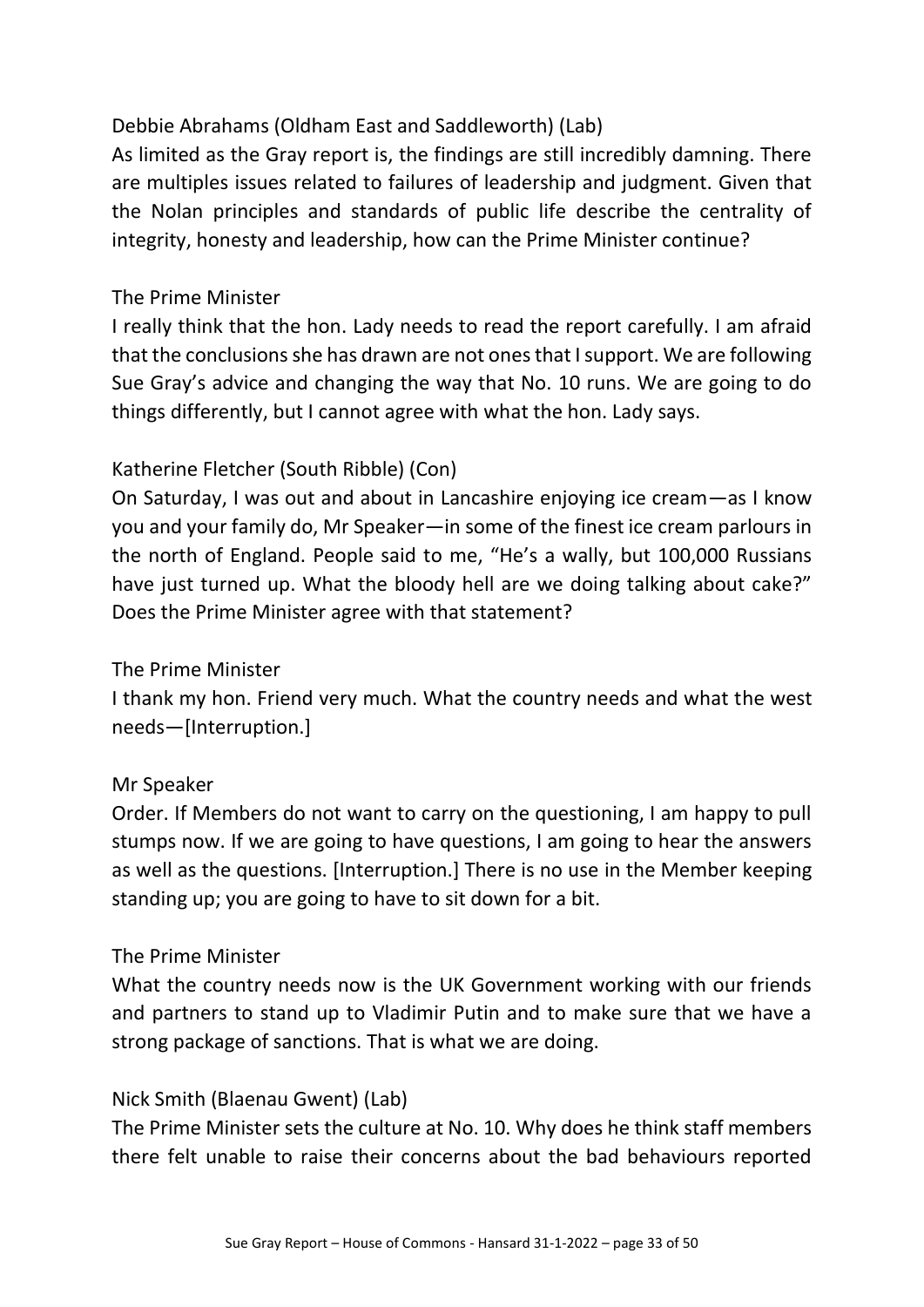Debbie Abrahams (Oldham East and Saddleworth) (Lab)

As limited as the Gray report is, the findings are still incredibly damning. There are multiples issues related to failures of leadership and judgment. Given that the Nolan principles and standards of public life describe the centrality of integrity, honesty and leadership, how can the Prime Minister continue?

The Prime Minister

I really think that the hon. Lady needs to read the report carefully. I am afraid that the conclusions she has drawn are not ones that I support. We are following Sue Gray's advice and changing the way that No. 10 runs. We are going to do things differently, but I cannot agree with what the hon. Lady says.

Katherine Fletcher (South Ribble) (Con)

On Saturday, I was out and about in Lancashire enjoying ice cream—as I know you and your family do, Mr Speaker—in some of the finest ice cream parlours in the north of England. People said to me, "He's a wally, but 100,000 Russians have just turned up. What the bloody hell are we doing talking about cake?" Does the Prime Minister agree with that statement?

The Prime Minister

I thank my hon. Friend very much. What the country needs and what the west needs—[Interruption.]

Mr Speaker

Order. If Members do not want to carry on the questioning, I am happy to pull stumps now. If we are going to have questions, I am going to hear the answers as well as the questions. [Interruption.] There is no use in the Member keeping standing up; you are going to have to sit down for a bit.

The Prime Minister

What the country needs now is the UK Government working with our friends and partners to stand up to Vladimir Putin and to make sure that we have a strong package of sanctions. That is what we are doing.

Nick Smith (Blaenau Gwent) (Lab)

The Prime Minister sets the culture at No. 10. Why does he think staff members there felt unable to raise their concerns about the bad behaviours reported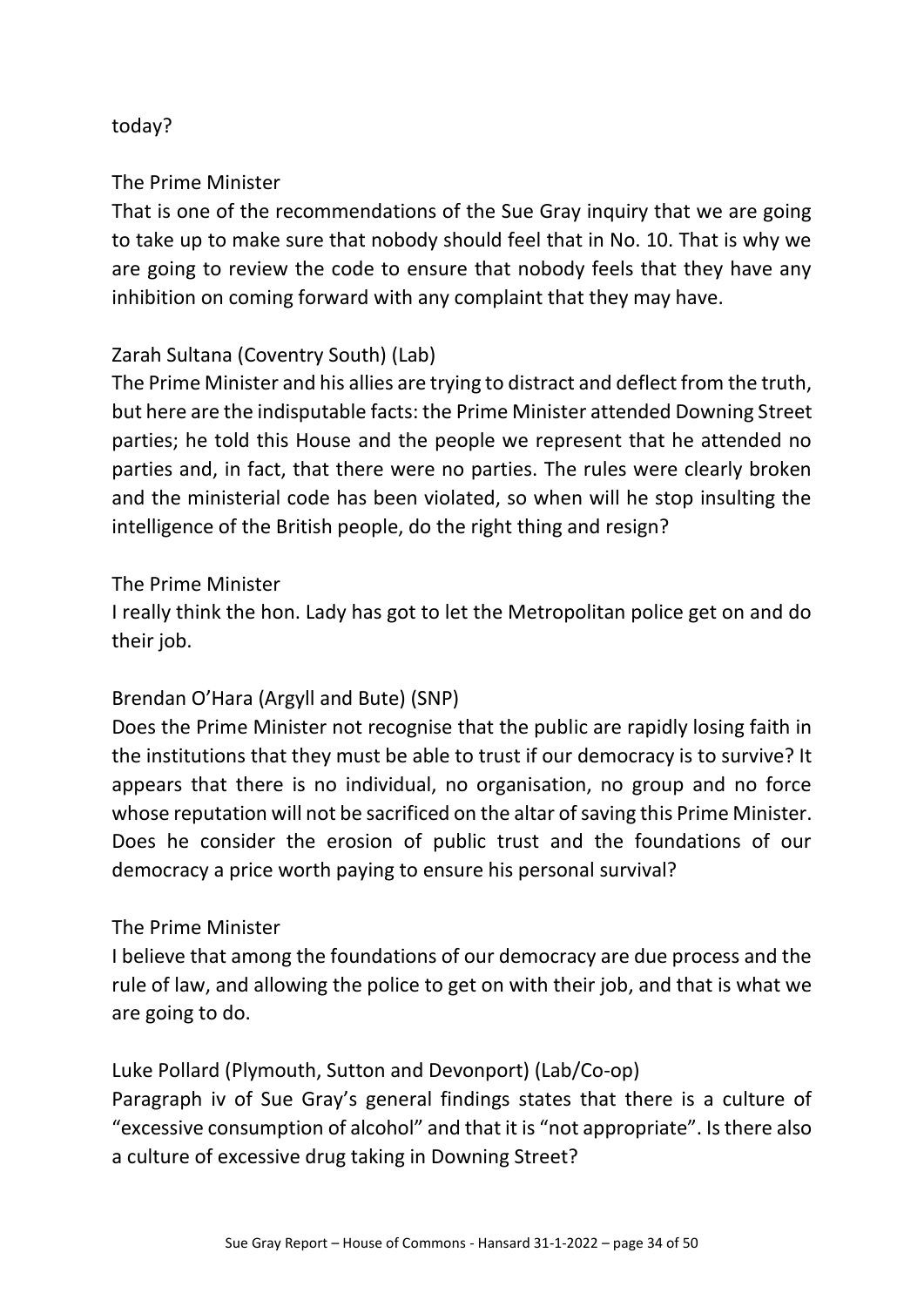today?

The Prime Minister

That is one of the recommendations of the Sue Gray inquiry that we are going to take up to make sure that nobody should feel that in No. 10. That is why we are going to review the code to ensure that nobody feels that they have any inhibition on coming forward with any complaint that they may have.

Zarah Sultana (Coventry South) (Lab)

The Prime Minister and his allies are trying to distract and deflect from the truth, but here are the indisputable facts: the Prime Minister attended Downing Street parties; he told this House and the people we represent that he attended no parties and, in fact, that there were no parties. The rules were clearly broken and the ministerial code has been violated, so when will he stop insulting the intelligence of the British people, do the right thing and resign?

The Prime Minister

I really think the hon. Lady has got to let the Metropolitan police get on and do their job.

Brendan O'Hara (Argyll and Bute) (SNP)

Does the Prime Minister not recognise that the public are rapidly losing faith in the institutions that they must be able to trust if our democracy is to survive? It appears that there is no individual, no organisation, no group and no force whose reputation will not be sacrificed on the altar of saving this Prime Minister. Does he consider the erosion of public trust and the foundations of our democracy a price worth paying to ensure his personal survival?

The Prime Minister

I believe that among the foundations of our democracy are due process and the rule of law, and allowing the police to get on with their job, and that is what we are going to do.

Luke Pollard (Plymouth, Sutton and Devonport) (Lab/Co-op)

Paragraph iv of Sue Gray's general findings states that there is a culture of "excessive consumption of alcohol" and that it is "not appropriate". Is there also a culture of excessive drug taking in Downing Street?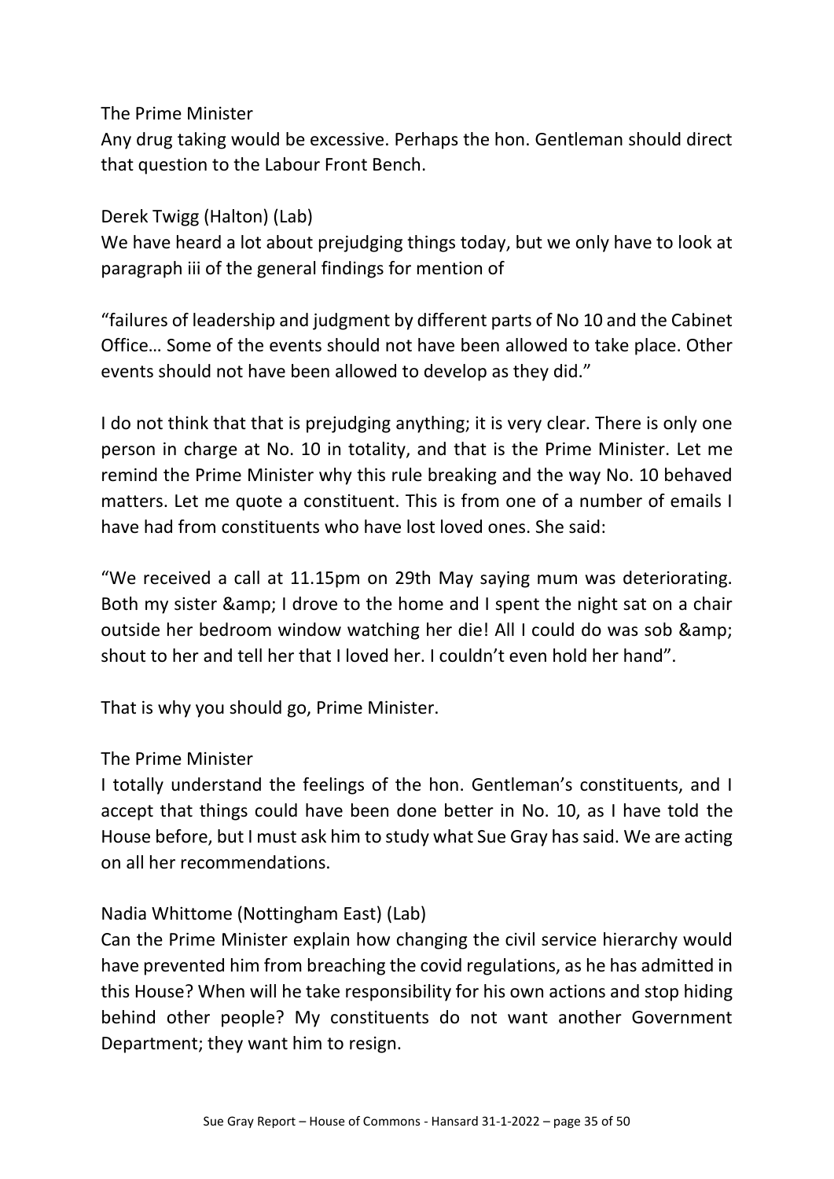The Prime Minister

Any drug taking would be excessive. Perhaps the hon. Gentleman should direct that question to the Labour Front Bench.

Derek Twigg (Halton) (Lab)

We have heard a lot about prejudging things today, but we only have to look at paragraph iii of the general findings for mention of

"failures of leadership and judgment by different parts of No 10 and the Cabinet Office… Some of the events should not have been allowed to take place. Other events should not have been allowed to develop as they did."

I do not think that that is prejudging anything; it is very clear. There is only one person in charge at No. 10 in totality, and that is the Prime Minister. Let me remind the Prime Minister why this rule breaking and the way No. 10 behaved matters. Let me quote a constituent. This is from one of a number of emails I have had from constituents who have lost loved ones. She said:

"We received a call at 11.15pm on 29th May saying mum was deteriorating. Both my sister &amp; I drove to the home and I spent the night sat on a chair outside her bedroom window watching her die! All I could do was sob &amp; shout to her and tell her that I loved her. I couldn't even hold her hand".

That is why you should go, Prime Minister.

The Prime Minister

I totally understand the feelings of the hon. Gentleman's constituents, and I accept that things could have been done better in No. 10, as I have told the House before, but I must ask him to study what Sue Gray has said. We are acting on all her recommendations.

Nadia Whittome (Nottingham East) (Lab)

Can the Prime Minister explain how changing the civil service hierarchy would have prevented him from breaching the covid regulations, as he has admitted in this House? When will he take responsibility for his own actions and stop hiding behind other people? My constituents do not want another Government Department; they want him to resign.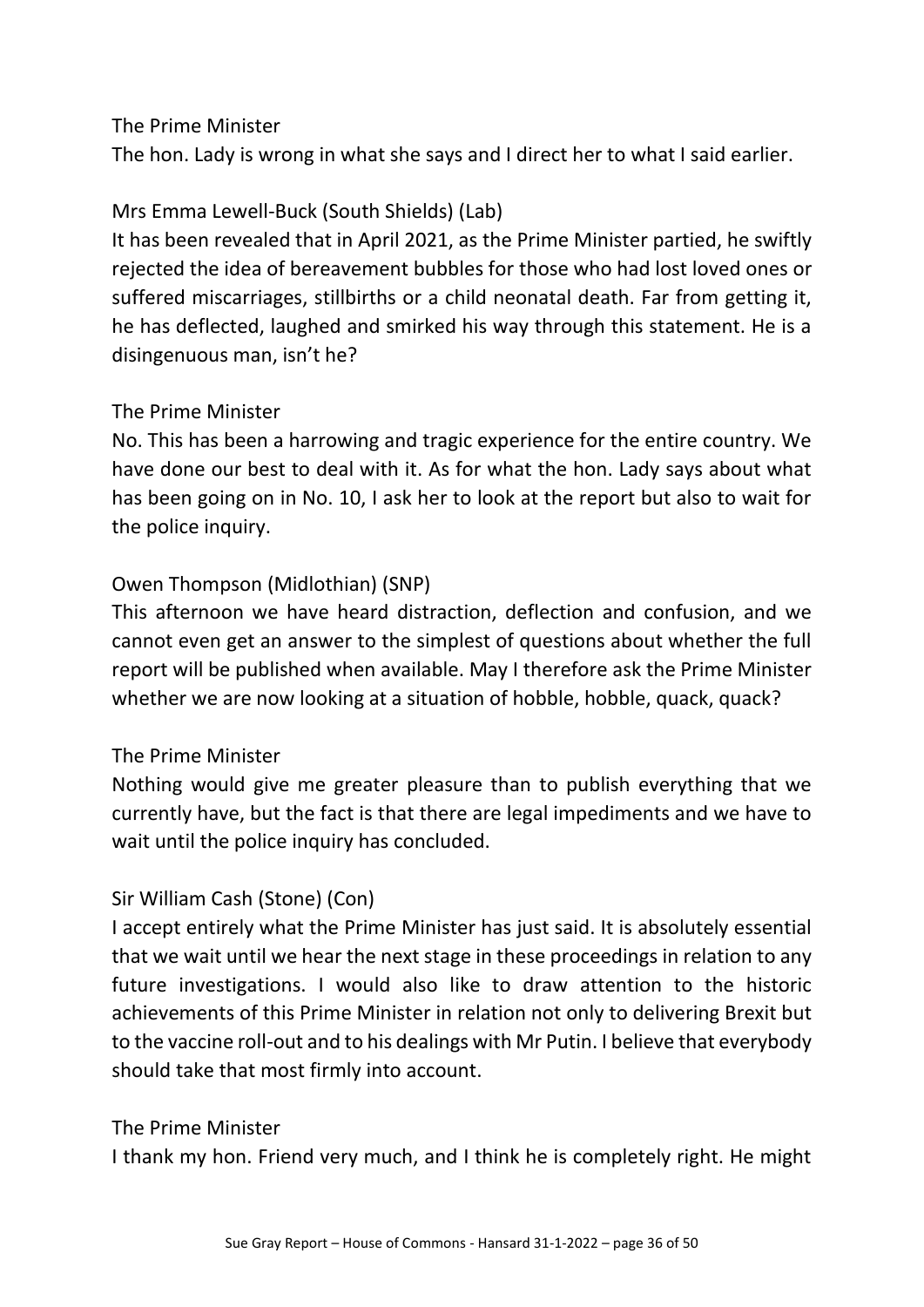The Prime Minister

The hon. Lady is wrong in what she says and I direct her to what I said earlier.

Mrs Emma Lewell-Buck (South Shields) (Lab)

It has been revealed that in April 2021, as the Prime Minister partied, he swiftly rejected the idea of bereavement bubbles for those who had lost loved ones or suffered miscarriages, stillbirths or a child neonatal death. Far from getting it, he has deflected, laughed and smirked his way through this statement. He is a disingenuous man, isn't he?

The Prime Minister

No. This has been a harrowing and tragic experience for the entire country. We have done our best to deal with it. As for what the hon. Lady says about what has been going on in No. 10, I ask her to look at the report but also to wait for the police inquiry.

Owen Thompson (Midlothian) (SNP)

This afternoon we have heard distraction, deflection and confusion, and we cannot even get an answer to the simplest of questions about whether the full report will be published when available. May I therefore ask the Prime Minister whether we are now looking at a situation of hobble, hobble, quack, quack?

The Prime Minister

Nothing would give me greater pleasure than to publish everything that we currently have, but the fact is that there are legal impediments and we have to wait until the police inquiry has concluded.

Sir William Cash (Stone) (Con)

I accept entirely what the Prime Minister has just said. It is absolutely essential that we wait until we hear the next stage in these proceedings in relation to any future investigations. I would also like to draw attention to the historic achievements of this Prime Minister in relation not only to delivering Brexit but to the vaccine roll-out and to his dealings with Mr Putin. I believe that everybody should take that most firmly into account.

The Prime Minister

I thank my hon. Friend very much, and I think he is completely right. He might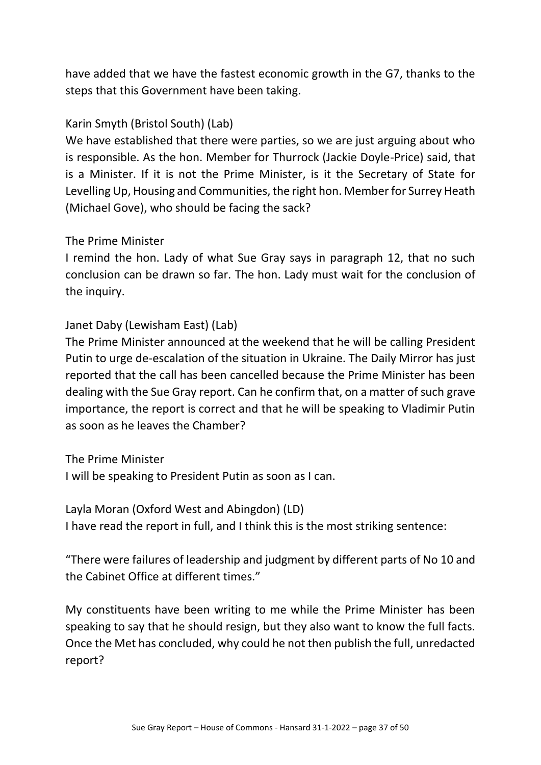have added that we have the fastest economic growth in the G7, thanks to the steps that this Government have been taking.

Karin Smyth (Bristol South) (Lab)
We have established that there were parties, so we are just arguing about who is responsible. As the hon. Member for Thurrock (Jackie Doyle-Price) said, that is a Minister. If it is not the Prime Minister, is it the Secretary of State for Levelling Up, Housing and Communities, the right hon. Member for Surrey Heath (Michael Gove), who should be facing the sack?

The Prime Minister
I remind the hon. Lady of what Sue Gray says in paragraph 12, that no such conclusion can be drawn so far. The hon. Lady must wait for the conclusion of the inquiry.

Janet Daby (Lewisham East) (Lab)
The Prime Minister announced at the weekend that he will be calling President Putin to urge de-escalation of the situation in Ukraine. The Daily Mirror has just reported that the call has been cancelled because the Prime Minister has been dealing with the Sue Gray report. Can he confirm that, on a matter of such grave importance, the report is correct and that he will be speaking to Vladimir Putin as soon as he leaves the Chamber?

The Prime Minister
I will be speaking to President Putin as soon as I can.

Layla Moran (Oxford West and Abingdon) (LD)
I have read the report in full, and I think this is the most striking sentence:

"There were failures of leadership and judgment by different parts of No 10 and the Cabinet Office at different times."

My constituents have been writing to me while the Prime Minister has been speaking to say that he should resign, but they also want to know the full facts. Once the Met has concluded, why could he not then publish the full, unredacted report?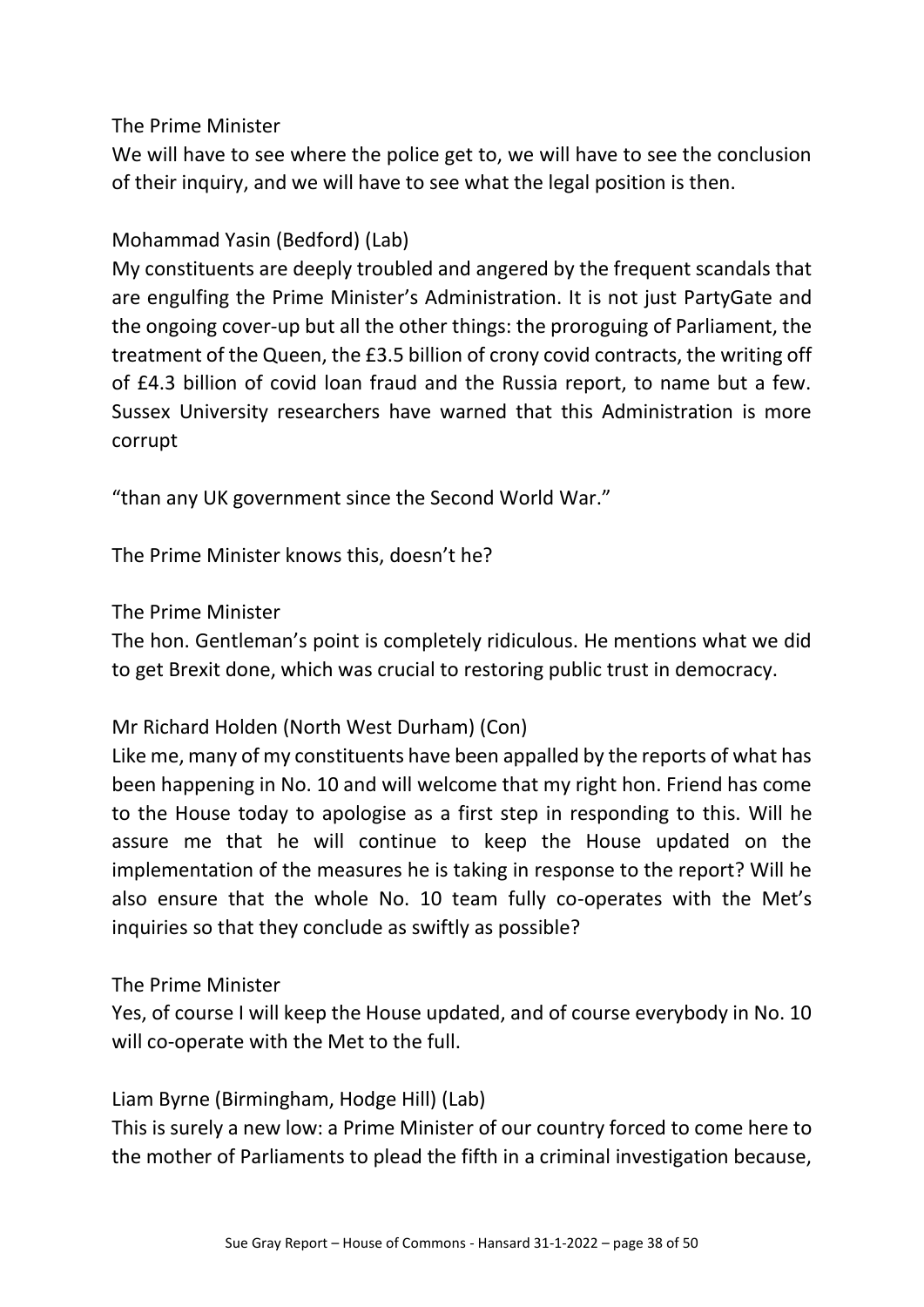The Prime Minister
We will have to see where the police get to, we will have to see the conclusion of their inquiry, and we will have to see what the legal position is then.

Mohammad Yasin (Bedford) (Lab)
My constituents are deeply troubled and angered by the frequent scandals that are engulfing the Prime Minister's Administration. It is not just PartyGate and the ongoing cover-up but all the other things: the proroguing of Parliament, the treatment of the Queen, the £3.5 billion of crony covid contracts, the writing off of £4.3 billion of covid loan fraud and the Russia report, to name but a few. Sussex University researchers have warned that this Administration is more corrupt

"than any UK government since the Second World War."

The Prime Minister knows this, doesn't he?

The Prime Minister
The hon. Gentleman's point is completely ridiculous. He mentions what we did to get Brexit done, which was crucial to restoring public trust in democracy.

Mr Richard Holden (North West Durham) (Con)
Like me, many of my constituents have been appalled by the reports of what has been happening in No. 10 and will welcome that my right hon. Friend has come to the House today to apologise as a first step in responding to this. Will he assure me that he will continue to keep the House updated on the implementation of the measures he is taking in response to the report? Will he also ensure that the whole No. 10 team fully co-operates with the Met's inquiries so that they conclude as swiftly as possible?

The Prime Minister
Yes, of course I will keep the House updated, and of course everybody in No. 10 will co-operate with the Met to the full.

Liam Byrne (Birmingham, Hodge Hill) (Lab)
This is surely a new low: a Prime Minister of our country forced to come here to the mother of Parliaments to plead the fifth in a criminal investigation because,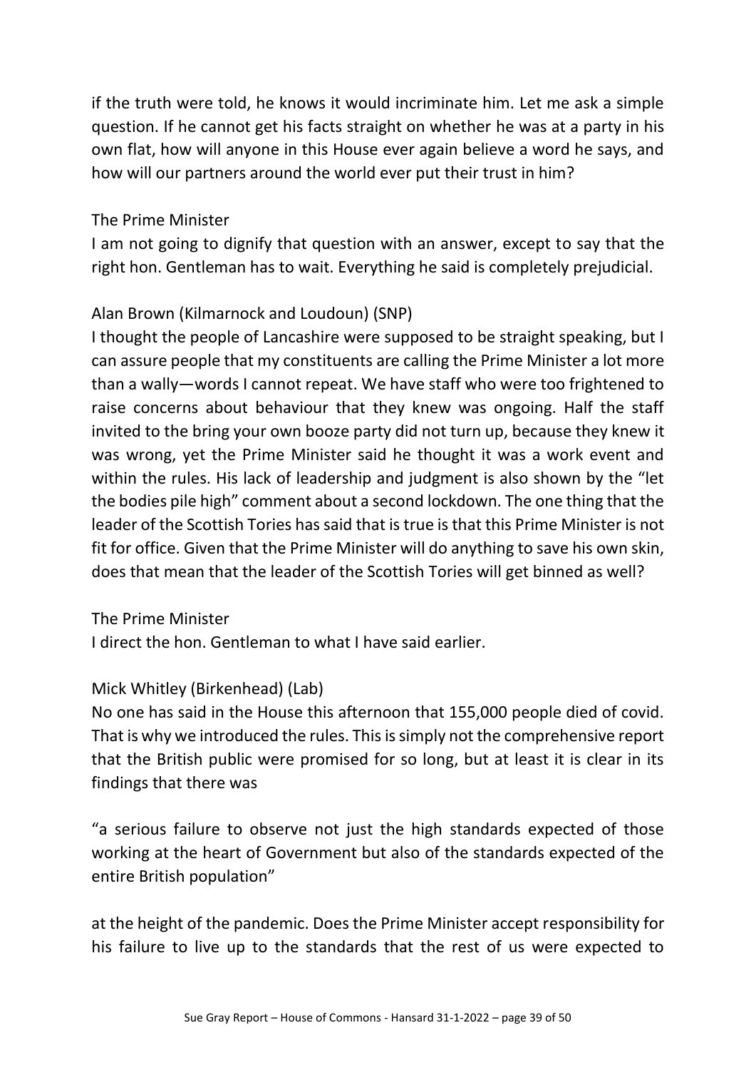if the truth were told, he knows it would incriminate him. Let me ask a simple question. If he cannot get his facts straight on whether he was at a party in his own flat, how will anyone in this House ever again believe a word he says, and how will our partners around the world ever put their trust in him?

The Prime Minister

I am not going to dignify that question with an answer, except to say that the right hon. Gentleman has to wait. Everything he said is completely prejudicial.

Alan Brown (Kilmarnock and Loudoun) (SNP)

I thought the people of Lancashire were supposed to be straight speaking, but I can assure people that my constituents are calling the Prime Minister a lot more than a wally—words I cannot repeat. We have staff who were too frightened to raise concerns about behaviour that they knew was ongoing. Half the staff invited to the bring your own booze party did not turn up, because they knew it was wrong, yet the Prime Minister said he thought it was a work event and within the rules. His lack of leadership and judgment is also shown by the "let the bodies pile high" comment about a second lockdown. The one thing that the leader of the Scottish Tories has said that is true is that this Prime Minister is not fit for office. Given that the Prime Minister will do anything to save his own skin, does that mean that the leader of the Scottish Tories will get binned as well?

The Prime Minister

I direct the hon. Gentleman to what I have said earlier.

Mick Whitley (Birkenhead) (Lab)

No one has said in the House this afternoon that 155,000 people died of covid. That is why we introduced the rules. This is simply not the comprehensive report that the British public were promised for so long, but at least it is clear in its findings that there was

"a serious failure to observe not just the high standards expected of those working at the heart of Government but also of the standards expected of the entire British population"

at the height of the pandemic. Does the Prime Minister accept responsibility for his failure to live up to the standards that the rest of us were expected to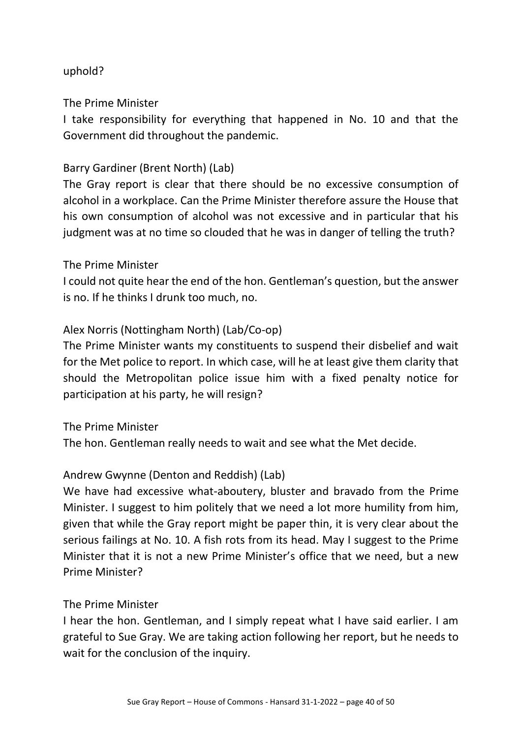uphold?

The Prime Minister

I take responsibility for everything that happened in No. 10 and that the Government did throughout the pandemic.

Barry Gardiner (Brent North) (Lab)

The Gray report is clear that there should be no excessive consumption of alcohol in a workplace. Can the Prime Minister therefore assure the House that his own consumption of alcohol was not excessive and in particular that his judgment was at no time so clouded that he was in danger of telling the truth?

The Prime Minister

I could not quite hear the end of the hon. Gentleman's question, but the answer is no. If he thinks I drunk too much, no.

Alex Norris (Nottingham North) (Lab/Co-op)

The Prime Minister wants my constituents to suspend their disbelief and wait for the Met police to report. In which case, will he at least give them clarity that should the Metropolitan police issue him with a fixed penalty notice for participation at his party, he will resign?

The Prime Minister

The hon. Gentleman really needs to wait and see what the Met decide.

Andrew Gwynne (Denton and Reddish) (Lab)

We have had excessive what-aboutery, bluster and bravado from the Prime Minister. I suggest to him politely that we need a lot more humility from him, given that while the Gray report might be paper thin, it is very clear about the serious failings at No. 10. A fish rots from its head. May I suggest to the Prime Minister that it is not a new Prime Minister's office that we need, but a new Prime Minister?

The Prime Minister

I hear the hon. Gentleman, and I simply repeat what I have said earlier. I am grateful to Sue Gray. We are taking action following her report, but he needs to wait for the conclusion of the inquiry.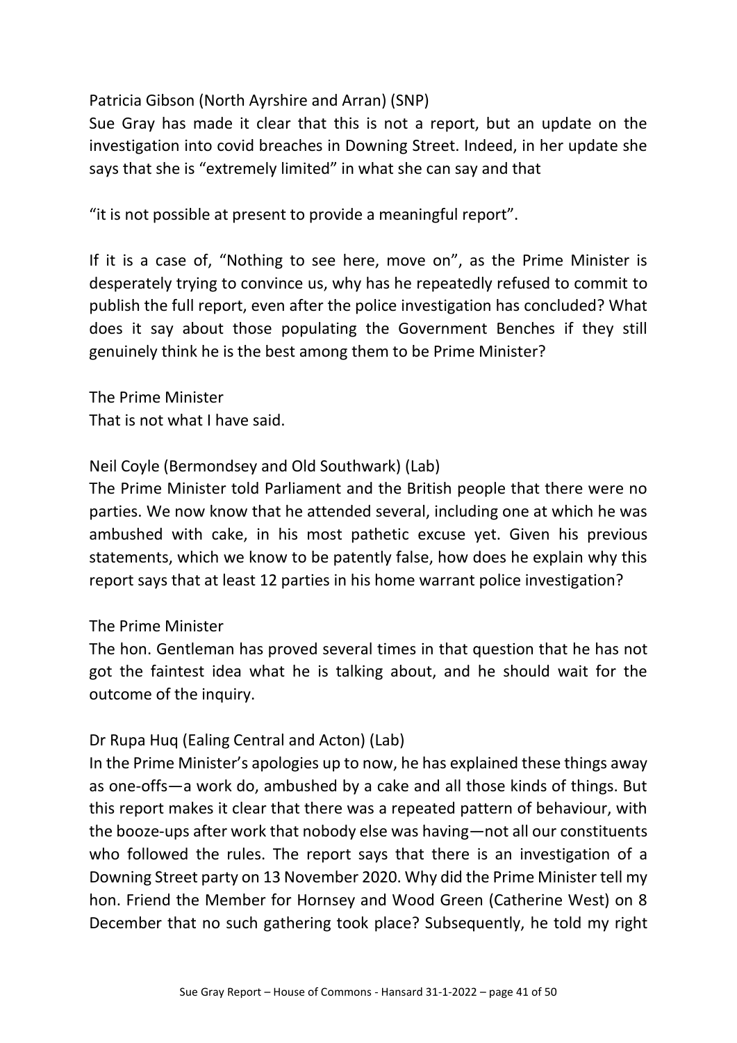Patricia Gibson (North Ayrshire and Arran) (SNP)
Sue Gray has made it clear that this is not a report, but an update on the investigation into covid breaches in Downing Street. Indeed, in her update she says that she is "extremely limited" in what she can say and that

"it is not possible at present to provide a meaningful report".

If it is a case of, "Nothing to see here, move on", as the Prime Minister is desperately trying to convince us, why has he repeatedly refused to commit to publish the full report, even after the police investigation has concluded? What does it say about those populating the Government Benches if they still genuinely think he is the best among them to be Prime Minister?

The Prime Minister
That is not what I have said.

Neil Coyle (Bermondsey and Old Southwark) (Lab)
The Prime Minister told Parliament and the British people that there were no parties. We now know that he attended several, including one at which he was ambushed with cake, in his most pathetic excuse yet. Given his previous statements, which we know to be patently false, how does he explain why this report says that at least 12 parties in his home warrant police investigation?

The Prime Minister
The hon. Gentleman has proved several times in that question that he has not got the faintest idea what he is talking about, and he should wait for the outcome of the inquiry.

Dr Rupa Huq (Ealing Central and Acton) (Lab)
In the Prime Minister's apologies up to now, he has explained these things away as one-offs—a work do, ambushed by a cake and all those kinds of things. But this report makes it clear that there was a repeated pattern of behaviour, with the booze-ups after work that nobody else was having—not all our constituents who followed the rules. The report says that there is an investigation of a Downing Street party on 13 November 2020. Why did the Prime Minister tell my hon. Friend the Member for Hornsey and Wood Green (Catherine West) on 8 December that no such gathering took place? Subsequently, he told my right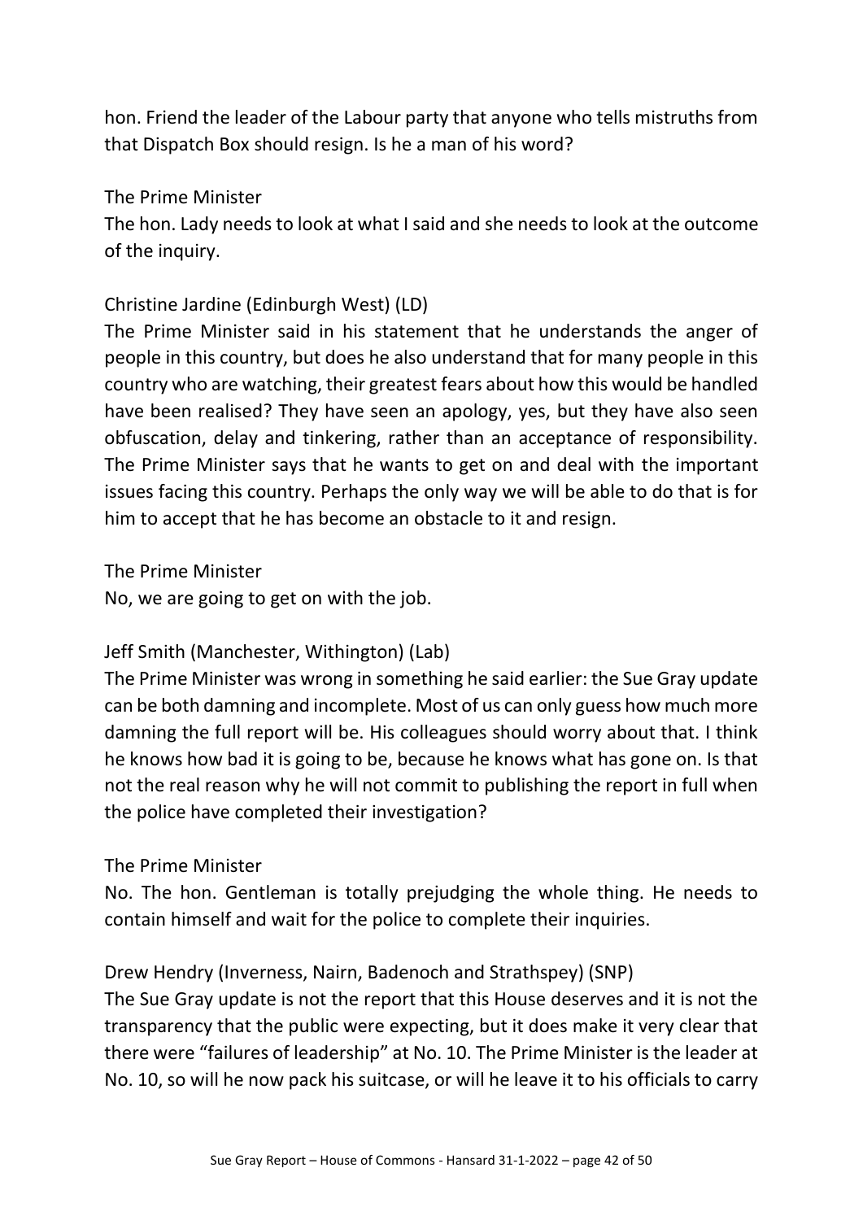hon. Friend the leader of the Labour party that anyone who tells mistruths from that Dispatch Box should resign. Is he a man of his word?

The Prime Minister
The hon. Lady needs to look at what I said and she needs to look at the outcome of the inquiry.

Christine Jardine (Edinburgh West) (LD)
The Prime Minister said in his statement that he understands the anger of people in this country, but does he also understand that for many people in this country who are watching, their greatest fears about how this would be handled have been realised? They have seen an apology, yes, but they have also seen obfuscation, delay and tinkering, rather than an acceptance of responsibility. The Prime Minister says that he wants to get on and deal with the important issues facing this country. Perhaps the only way we will be able to do that is for him to accept that he has become an obstacle to it and resign.

The Prime Minister
No, we are going to get on with the job.

Jeff Smith (Manchester, Withington) (Lab)
The Prime Minister was wrong in something he said earlier: the Sue Gray update can be both damning and incomplete. Most of us can only guess how much more damning the full report will be. His colleagues should worry about that. I think he knows how bad it is going to be, because he knows what has gone on. Is that not the real reason why he will not commit to publishing the report in full when the police have completed their investigation?

The Prime Minister
No. The hon. Gentleman is totally prejudging the whole thing. He needs to contain himself and wait for the police to complete their inquiries.

Drew Hendry (Inverness, Nairn, Badenoch and Strathspey) (SNP)
The Sue Gray update is not the report that this House deserves and it is not the transparency that the public were expecting, but it does make it very clear that there were "failures of leadership" at No. 10. The Prime Minister is the leader at No. 10, so will he now pack his suitcase, or will he leave it to his officials to carry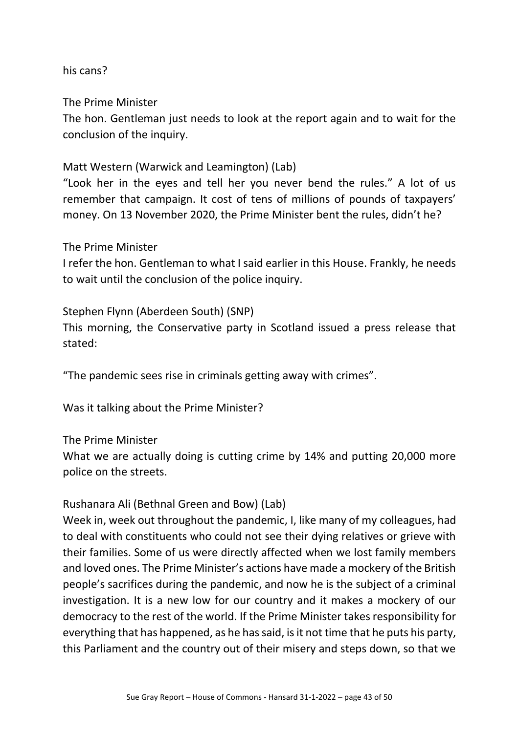his cans?

The Prime Minister

The hon. Gentleman just needs to look at the report again and to wait for the conclusion of the inquiry.

Matt Western (Warwick and Leamington) (Lab)

"Look her in the eyes and tell her you never bend the rules." A lot of us remember that campaign. It cost of tens of millions of pounds of taxpayers' money. On 13 November 2020, the Prime Minister bent the rules, didn't he?

The Prime Minister

I refer the hon. Gentleman to what I said earlier in this House. Frankly, he needs to wait until the conclusion of the police inquiry.

Stephen Flynn (Aberdeen South) (SNP)

This morning, the Conservative party in Scotland issued a press release that stated:

"The pandemic sees rise in criminals getting away with crimes".

Was it talking about the Prime Minister?

The Prime Minister

What we are actually doing is cutting crime by 14% and putting 20,000 more police on the streets.

Rushanara Ali (Bethnal Green and Bow) (Lab)

Week in, week out throughout the pandemic, I, like many of my colleagues, had to deal with constituents who could not see their dying relatives or grieve with their families. Some of us were directly affected when we lost family members and loved ones. The Prime Minister's actions have made a mockery of the British people's sacrifices during the pandemic, and now he is the subject of a criminal investigation. It is a new low for our country and it makes a mockery of our democracy to the rest of the world. If the Prime Minister takes responsibility for everything that has happened, as he has said, is it not time that he puts his party, this Parliament and the country out of their misery and steps down, so that we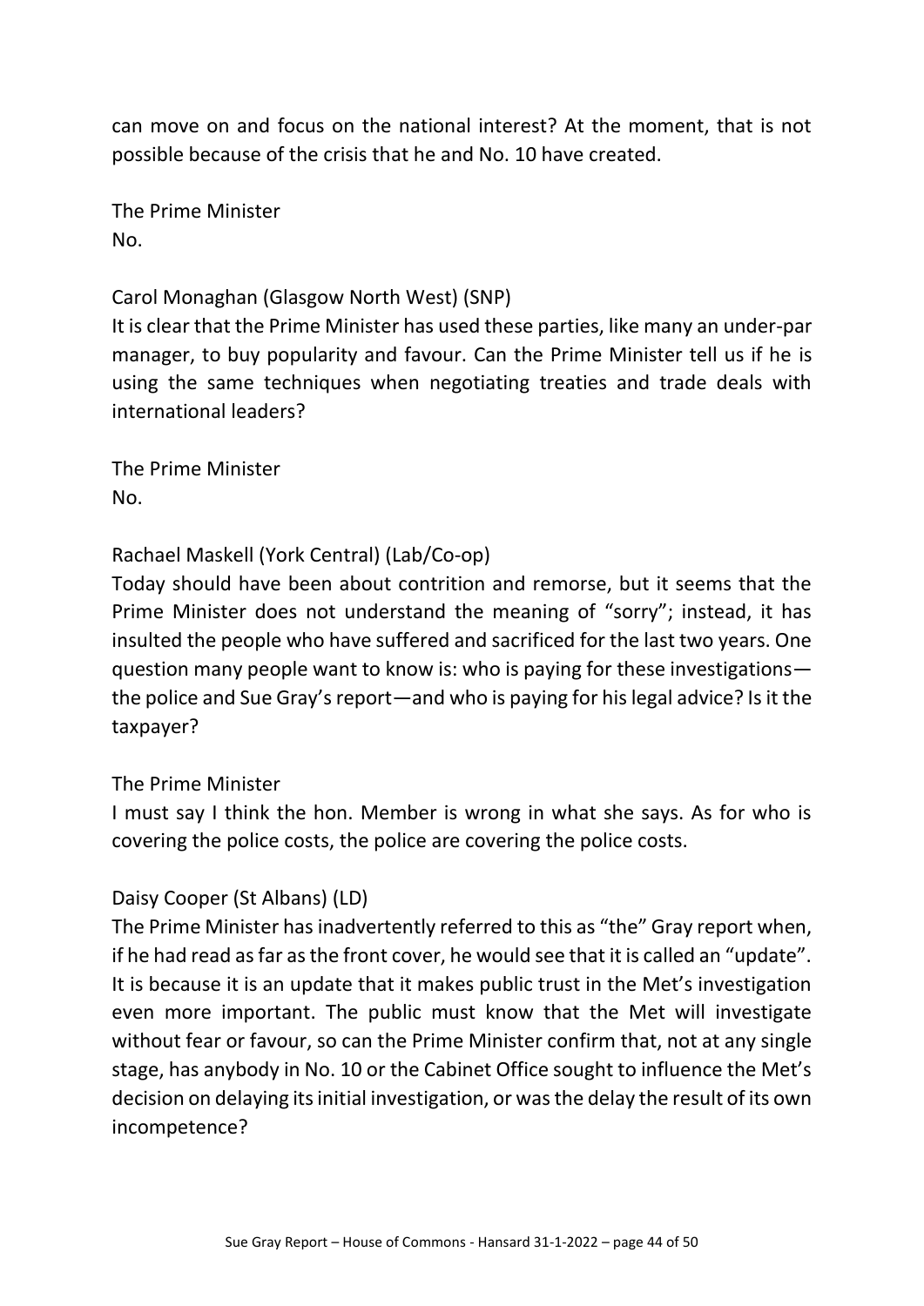can move on and focus on the national interest? At the moment, that is not possible because of the crisis that he and No. 10 have created.

The Prime Minister
No.

Carol Monaghan (Glasgow North West) (SNP)
It is clear that the Prime Minister has used these parties, like many an under-par manager, to buy popularity and favour. Can the Prime Minister tell us if he is using the same techniques when negotiating treaties and trade deals with international leaders?

The Prime Minister
No.

Rachael Maskell (York Central) (Lab/Co-op)
Today should have been about contrition and remorse, but it seems that the Prime Minister does not understand the meaning of "sorry"; instead, it has insulted the people who have suffered and sacrificed for the last two years. One question many people want to know is: who is paying for these investigations—the police and Sue Gray's report—and who is paying for his legal advice? Is it the taxpayer?

The Prime Minister
I must say I think the hon. Member is wrong in what she says. As for who is covering the police costs, the police are covering the police costs.

Daisy Cooper (St Albans) (LD)
The Prime Minister has inadvertently referred to this as "the" Gray report when, if he had read as far as the front cover, he would see that it is called an "update". It is because it is an update that it makes public trust in the Met's investigation even more important. The public must know that the Met will investigate without fear or favour, so can the Prime Minister confirm that, not at any single stage, has anybody in No. 10 or the Cabinet Office sought to influence the Met's decision on delaying its initial investigation, or was the delay the result of its own incompetence?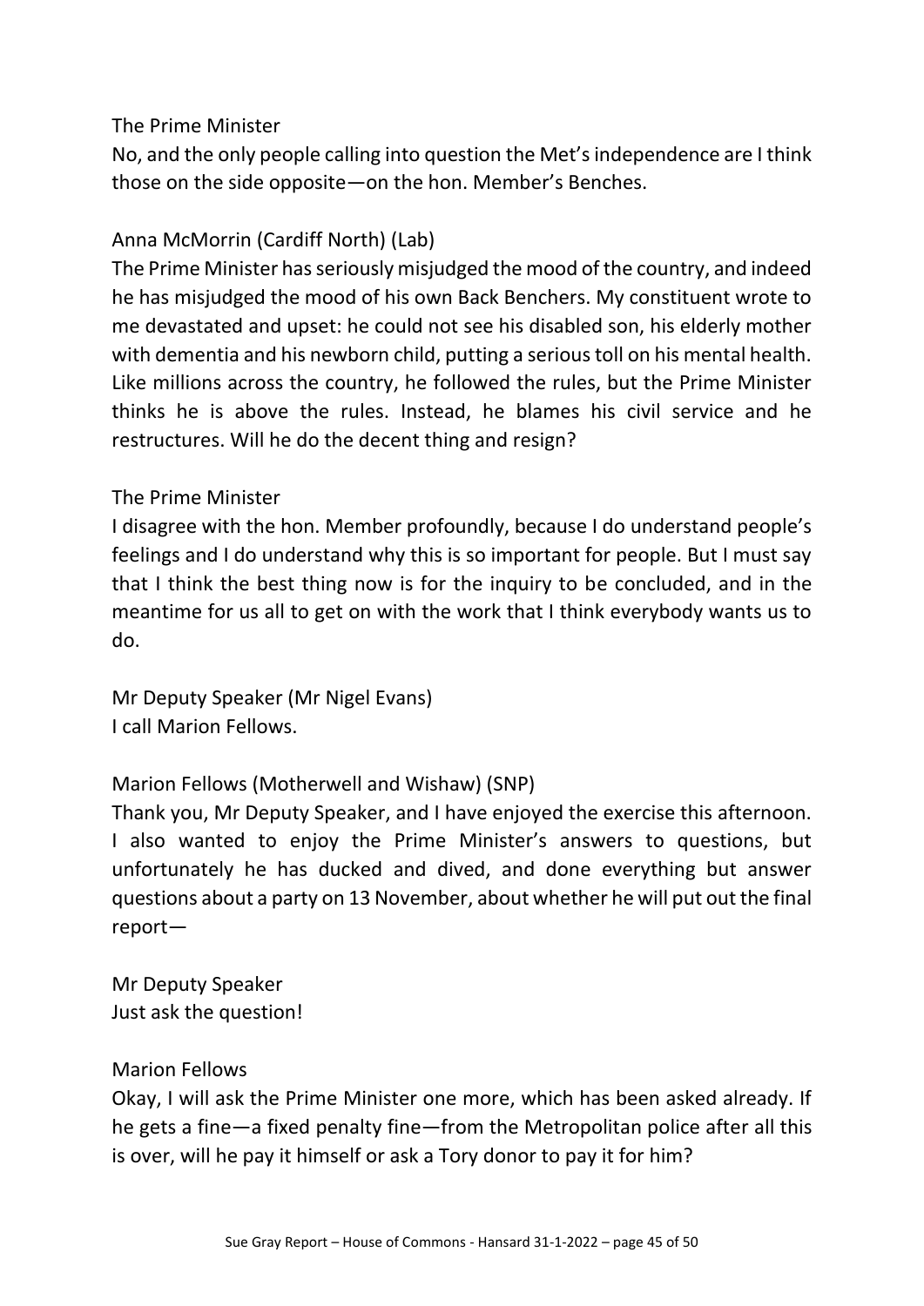The Prime Minister

No, and the only people calling into question the Met's independence are I think those on the side opposite—on the hon. Member's Benches.

Anna McMorrin (Cardiff North) (Lab)

The Prime Minister has seriously misjudged the mood of the country, and indeed he has misjudged the mood of his own Back Benchers. My constituent wrote to me devastated and upset: he could not see his disabled son, his elderly mother with dementia and his newborn child, putting a serious toll on his mental health. Like millions across the country, he followed the rules, but the Prime Minister thinks he is above the rules. Instead, he blames his civil service and he restructures. Will he do the decent thing and resign?

The Prime Minister

I disagree with the hon. Member profoundly, because I do understand people's feelings and I do understand why this is so important for people. But I must say that I think the best thing now is for the inquiry to be concluded, and in the meantime for us all to get on with the work that I think everybody wants us to do.

Mr Deputy Speaker (Mr Nigel Evans)

I call Marion Fellows.

Marion Fellows (Motherwell and Wishaw) (SNP)

Thank you, Mr Deputy Speaker, and I have enjoyed the exercise this afternoon. I also wanted to enjoy the Prime Minister's answers to questions, but unfortunately he has ducked and dived, and done everything but answer questions about a party on 13 November, about whether he will put out the final report—

Mr Deputy Speaker

Just ask the question!

Marion Fellows

Okay, I will ask the Prime Minister one more, which has been asked already. If he gets a fine—a fixed penalty fine—from the Metropolitan police after all this is over, will he pay it himself or ask a Tory donor to pay it for him?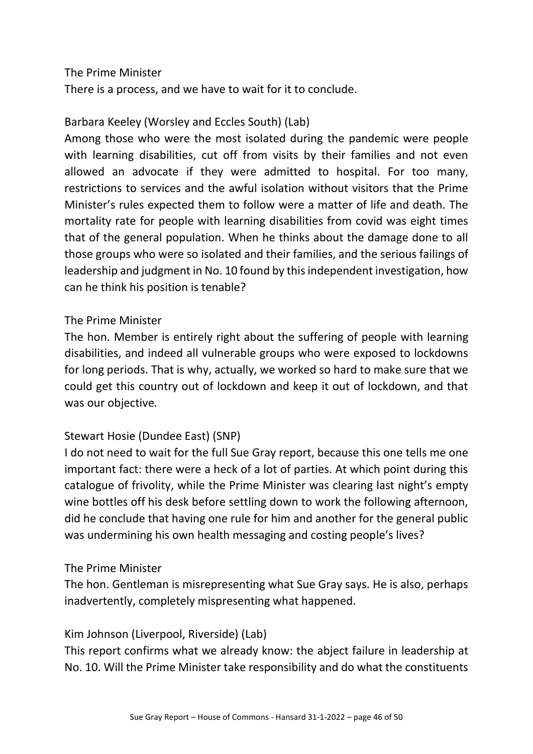The Prime Minister

There is a process, and we have to wait for it to conclude.

Barbara Keeley (Worsley and Eccles South) (Lab)

Among those who were the most isolated during the pandemic were people with learning disabilities, cut off from visits by their families and not even allowed an advocate if they were admitted to hospital. For too many, restrictions to services and the awful isolation without visitors that the Prime Minister's rules expected them to follow were a matter of life and death. The mortality rate for people with learning disabilities from covid was eight times that of the general population. When he thinks about the damage done to all those groups who were so isolated and their families, and the serious failings of leadership and judgment in No. 10 found by this independent investigation, how can he think his position is tenable?

The Prime Minister

The hon. Member is entirely right about the suffering of people with learning disabilities, and indeed all vulnerable groups who were exposed to lockdowns for long periods. That is why, actually, we worked so hard to make sure that we could get this country out of lockdown and keep it out of lockdown, and that was our objective.

Stewart Hosie (Dundee East) (SNP)

I do not need to wait for the full Sue Gray report, because this one tells me one important fact: there were a heck of a lot of parties. At which point during this catalogue of frivolity, while the Prime Minister was clearing last night's empty wine bottles off his desk before settling down to work the following afternoon, did he conclude that having one rule for him and another for the general public was undermining his own health messaging and costing people's lives?

The Prime Minister

The hon. Gentleman is misrepresenting what Sue Gray says. He is also, perhaps inadvertently, completely mispresenting what happened.

Kim Johnson (Liverpool, Riverside) (Lab)

This report confirms what we already know: the abject failure in leadership at No. 10. Will the Prime Minister take responsibility and do what the constituents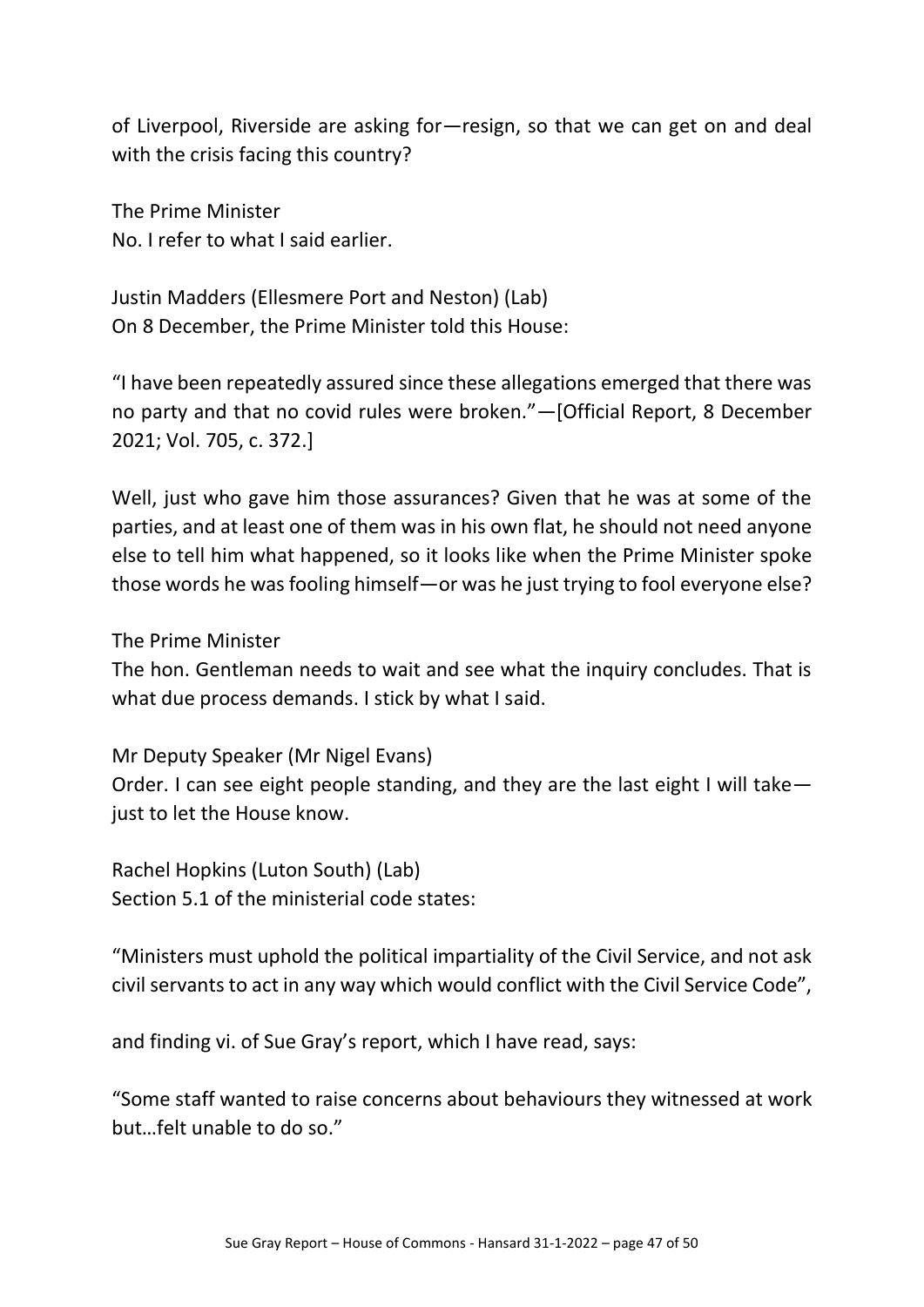of Liverpool, Riverside are asking for—resign, so that we can get on and deal with the crisis facing this country?

The Prime Minister
No. I refer to what I said earlier.

Justin Madders (Ellesmere Port and Neston) (Lab)
On 8 December, the Prime Minister told this House:

“I have been repeatedly assured since these allegations emerged that there was no party and that no covid rules were broken.”—[Official Report, 8 December 2021; Vol. 705, c. 372.]

Well, just who gave him those assurances? Given that he was at some of the parties, and at least one of them was in his own flat, he should not need anyone else to tell him what happened, so it looks like when the Prime Minister spoke those words he was fooling himself—or was he just trying to fool everyone else?

The Prime Minister
The hon. Gentleman needs to wait and see what the inquiry concludes. That is what due process demands. I stick by what I said.

Mr Deputy Speaker (Mr Nigel Evans)
Order. I can see eight people standing, and they are the last eight I will take—just to let the House know.

Rachel Hopkins (Luton South) (Lab)
Section 5.1 of the ministerial code states:

“Ministers must uphold the political impartiality of the Civil Service, and not ask civil servants to act in any way which would conflict with the Civil Service Code”,

and finding vi. of Sue Gray’s report, which I have read, says:

“Some staff wanted to raise concerns about behaviours they witnessed at work but…felt unable to do so.”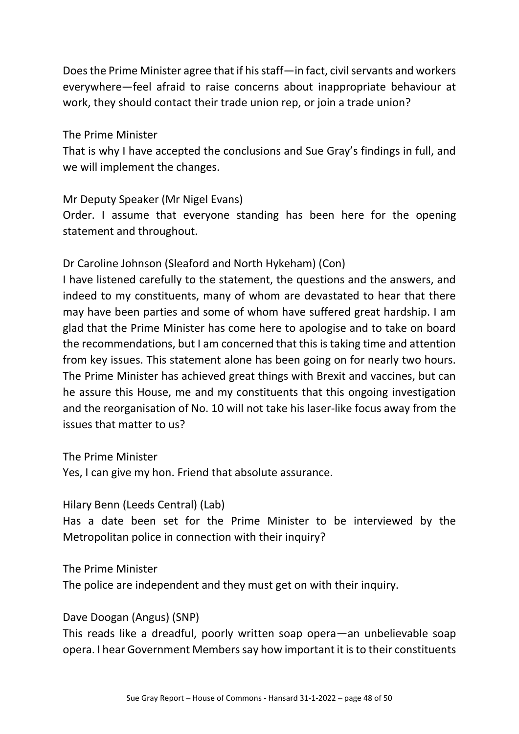Does the Prime Minister agree that if his staff—in fact, civil servants and workers everywhere—feel afraid to raise concerns about inappropriate behaviour at work, they should contact their trade union rep, or join a trade union?

The Prime Minister
That is why I have accepted the conclusions and Sue Gray's findings in full, and we will implement the changes.

Mr Deputy Speaker (Mr Nigel Evans)
Order. I assume that everyone standing has been here for the opening statement and throughout.

Dr Caroline Johnson (Sleaford and North Hykeham) (Con)
I have listened carefully to the statement, the questions and the answers, and indeed to my constituents, many of whom are devastated to hear that there may have been parties and some of whom have suffered great hardship. I am glad that the Prime Minister has come here to apologise and to take on board the recommendations, but I am concerned that this is taking time and attention from key issues. This statement alone has been going on for nearly two hours. The Prime Minister has achieved great things with Brexit and vaccines, but can he assure this House, me and my constituents that this ongoing investigation and the reorganisation of No. 10 will not take his laser-like focus away from the issues that matter to us?

The Prime Minister
Yes, I can give my hon. Friend that absolute assurance.

Hilary Benn (Leeds Central) (Lab)
Has a date been set for the Prime Minister to be interviewed by the Metropolitan police in connection with their inquiry?

The Prime Minister
The police are independent and they must get on with their inquiry.

Dave Doogan (Angus) (SNP)
This reads like a dreadful, poorly written soap opera—an unbelievable soap opera. I hear Government Members say how important it is to their constituents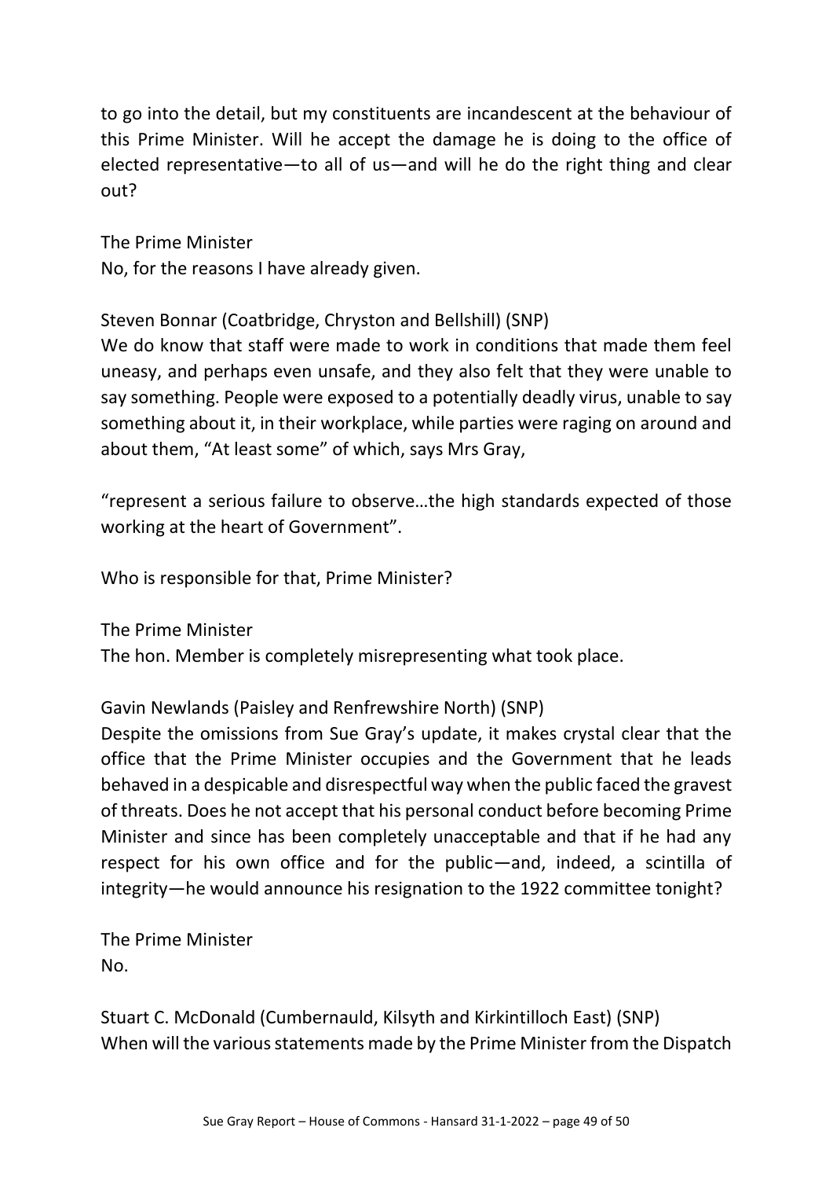to go into the detail, but my constituents are incandescent at the behaviour of this Prime Minister. Will he accept the damage he is doing to the office of elected representative—to all of us—and will he do the right thing and clear out?

The Prime Minister
No, for the reasons I have already given.

Steven Bonnar (Coatbridge, Chryston and Bellshill) (SNP)
We do know that staff were made to work in conditions that made them feel uneasy, and perhaps even unsafe, and they also felt that they were unable to say something. People were exposed to a potentially deadly virus, unable to say something about it, in their workplace, while parties were raging on around and about them, "At least some" of which, says Mrs Gray,

"represent a serious failure to observe…the high standards expected of those working at the heart of Government".

Who is responsible for that, Prime Minister?

The Prime Minister
The hon. Member is completely misrepresenting what took place.

Gavin Newlands (Paisley and Renfrewshire North) (SNP)
Despite the omissions from Sue Gray's update, it makes crystal clear that the office that the Prime Minister occupies and the Government that he leads behaved in a despicable and disrespectful way when the public faced the gravest of threats. Does he not accept that his personal conduct before becoming Prime Minister and since has been completely unacceptable and that if he had any respect for his own office and for the public—and, indeed, a scintilla of integrity—he would announce his resignation to the 1922 committee tonight?

The Prime Minister
No.

Stuart C. McDonald (Cumbernauld, Kilsyth and Kirkintilloch East) (SNP)
When will the various statements made by the Prime Minister from the Dispatch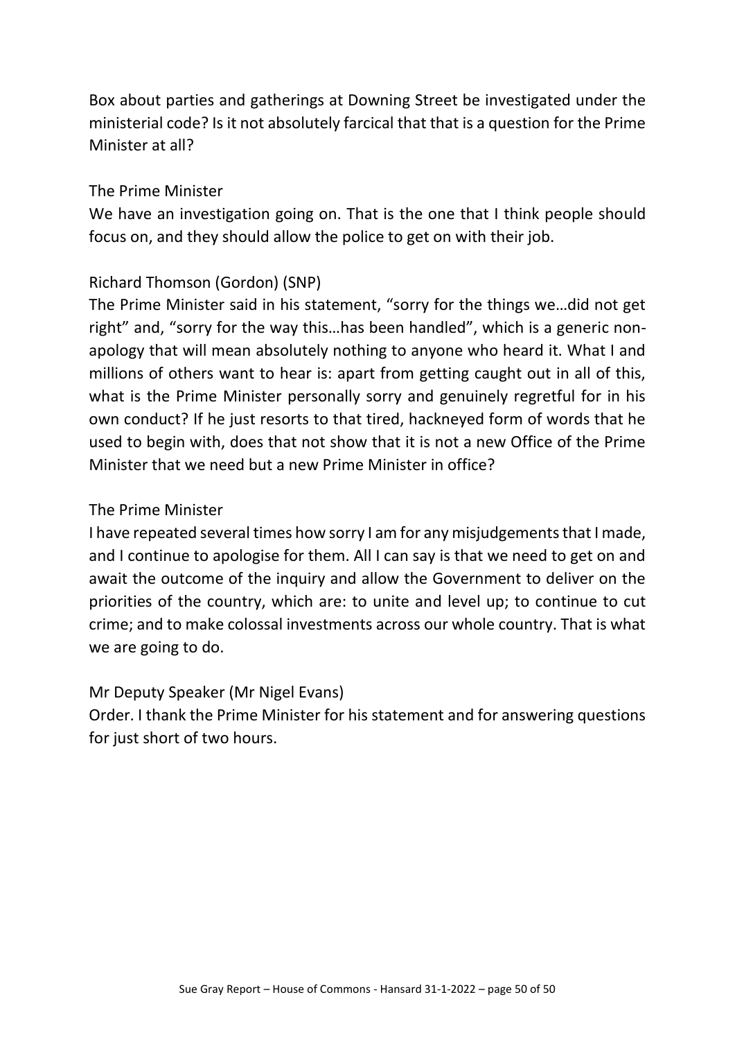Box about parties and gatherings at Downing Street be investigated under the ministerial code? Is it not absolutely farcical that that is a question for the Prime Minister at all?

The Prime Minister

We have an investigation going on. That is the one that I think people should focus on, and they should allow the police to get on with their job.

Richard Thomson (Gordon) (SNP)

The Prime Minister said in his statement, "sorry for the things we…did not get right" and, "sorry for the way this…has been handled", which is a generic non-apology that will mean absolutely nothing to anyone who heard it. What I and millions of others want to hear is: apart from getting caught out in all of this, what is the Prime Minister personally sorry and genuinely regretful for in his own conduct? If he just resorts to that tired, hackneyed form of words that he used to begin with, does that not show that it is not a new Office of the Prime Minister that we need but a new Prime Minister in office?

The Prime Minister

I have repeated several times how sorry I am for any misjudgements that I made, and I continue to apologise for them. All I can say is that we need to get on and await the outcome of the inquiry and allow the Government to deliver on the priorities of the country, which are: to unite and level up; to continue to cut crime; and to make colossal investments across our whole country. That is what we are going to do.

Mr Deputy Speaker (Mr Nigel Evans)

Order. I thank the Prime Minister for his statement and for answering questions for just short of two hours.